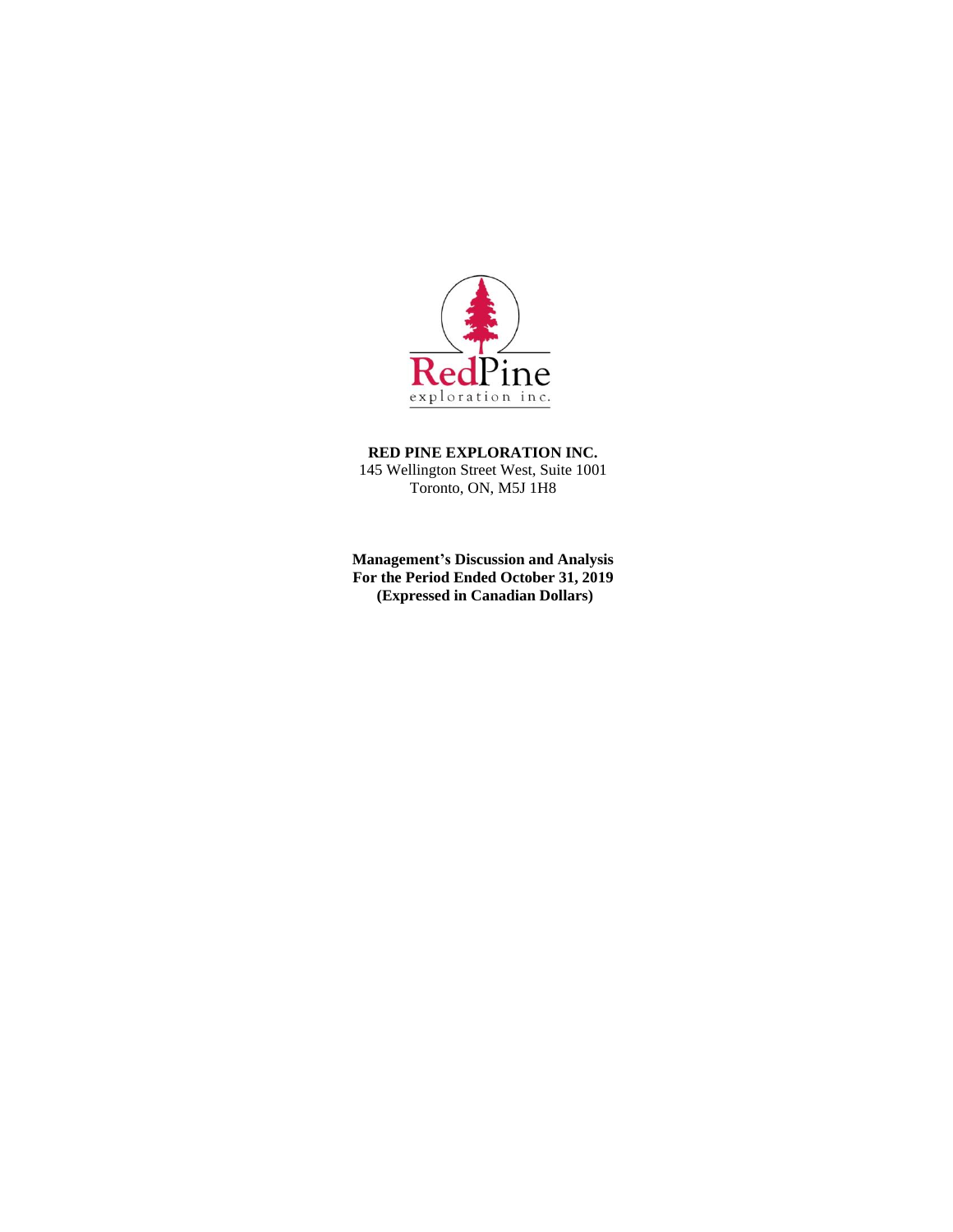**RED PINE EXPLORATION INC.**
145 Wellington Street West, Suite 1001
Toronto, ON, M5J 1H8

**Management's Discussion and Analysis**
**For the Period Ended October 31, 2019**
**(Expressed in Canadian Dollars)**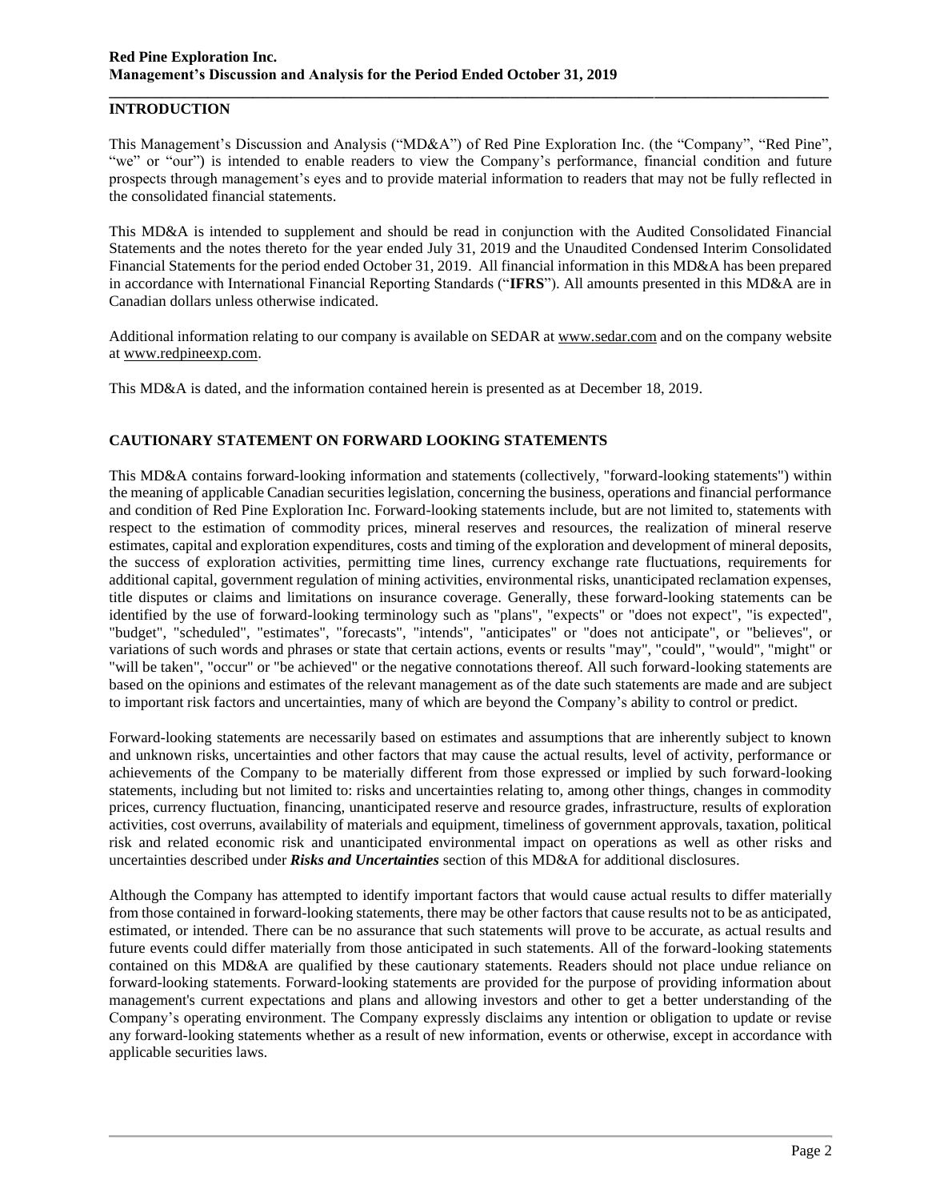## INTRODUCTION

This Management's Discussion and Analysis ("MD&A") of Red Pine Exploration Inc. (the "Company", "Red Pine", "we" or "our") is intended to enable readers to view the Company's performance, financial condition and future prospects through management's eyes and to provide material information to readers that may not be fully reflected in the consolidated financial statements.

This MD&A is intended to supplement and should be read in conjunction with the Audited Consolidated Financial Statements and the notes thereto for the year ended July 31, 2019 and the Unaudited Condensed Interim Consolidated Financial Statements for the period ended October 31, 2019. All financial information in this MD&A has been prepared in accordance with International Financial Reporting Standards ("**IFRS**"). All amounts presented in this MD&A are in Canadian dollars unless otherwise indicated.

Additional information relating to our company is available on SEDAR at www.sedar.com and on the company website at www.redpineexp.com.

This MD&A is dated, and the information contained herein is presented as at December 18, 2019.

## CAUTIONARY STATEMENT ON FORWARD LOOKING STATEMENTS

This MD&A contains forward-looking information and statements (collectively, "forward-looking statements") within the meaning of applicable Canadian securities legislation, concerning the business, operations and financial performance and condition of Red Pine Exploration Inc. Forward-looking statements include, but are not limited to, statements with respect to the estimation of commodity prices, mineral reserves and resources, the realization of mineral reserve estimates, capital and exploration expenditures, costs and timing of the exploration and development of mineral deposits, the success of exploration activities, permitting time lines, currency exchange rate fluctuations, requirements for additional capital, government regulation of mining activities, environmental risks, unanticipated reclamation expenses, title disputes or claims and limitations on insurance coverage. Generally, these forward-looking statements can be identified by the use of forward-looking terminology such as "plans", "expects" or "does not expect", "is expected", "budget", "scheduled", "estimates", "forecasts", "intends", "anticipates" or "does not anticipate", or "believes", or variations of such words and phrases or state that certain actions, events or results "may", "could", "would", "might" or "will be taken", "occur" or "be achieved" or the negative connotations thereof. All such forward-looking statements are based on the opinions and estimates of the relevant management as of the date such statements are made and are subject to important risk factors and uncertainties, many of which are beyond the Company's ability to control or predict.

Forward-looking statements are necessarily based on estimates and assumptions that are inherently subject to known and unknown risks, uncertainties and other factors that may cause the actual results, level of activity, performance or achievements of the Company to be materially different from those expressed or implied by such forward-looking statements, including but not limited to: risks and uncertainties relating to, among other things, changes in commodity prices, currency fluctuation, financing, unanticipated reserve and resource grades, infrastructure, results of exploration activities, cost overruns, availability of materials and equipment, timeliness of government approvals, taxation, political risk and related economic risk and unanticipated environmental impact on operations as well as other risks and uncertainties described under ***Risks and Uncertainties*** section of this MD&A for additional disclosures.

Although the Company has attempted to identify important factors that would cause actual results to differ materially from those contained in forward-looking statements, there may be other factors that cause results not to be as anticipated, estimated, or intended. There can be no assurance that such statements will prove to be accurate, as actual results and future events could differ materially from those anticipated in such statements. All of the forward-looking statements contained on this MD&A are qualified by these cautionary statements. Readers should not place undue reliance on forward-looking statements. Forward-looking statements are provided for the purpose of providing information about management's current expectations and plans and allowing investors and other to get a better understanding of the Company's operating environment. The Company expressly disclaims any intention or obligation to update or revise any forward-looking statements whether as a result of new information, events or otherwise, except in accordance with applicable securities laws.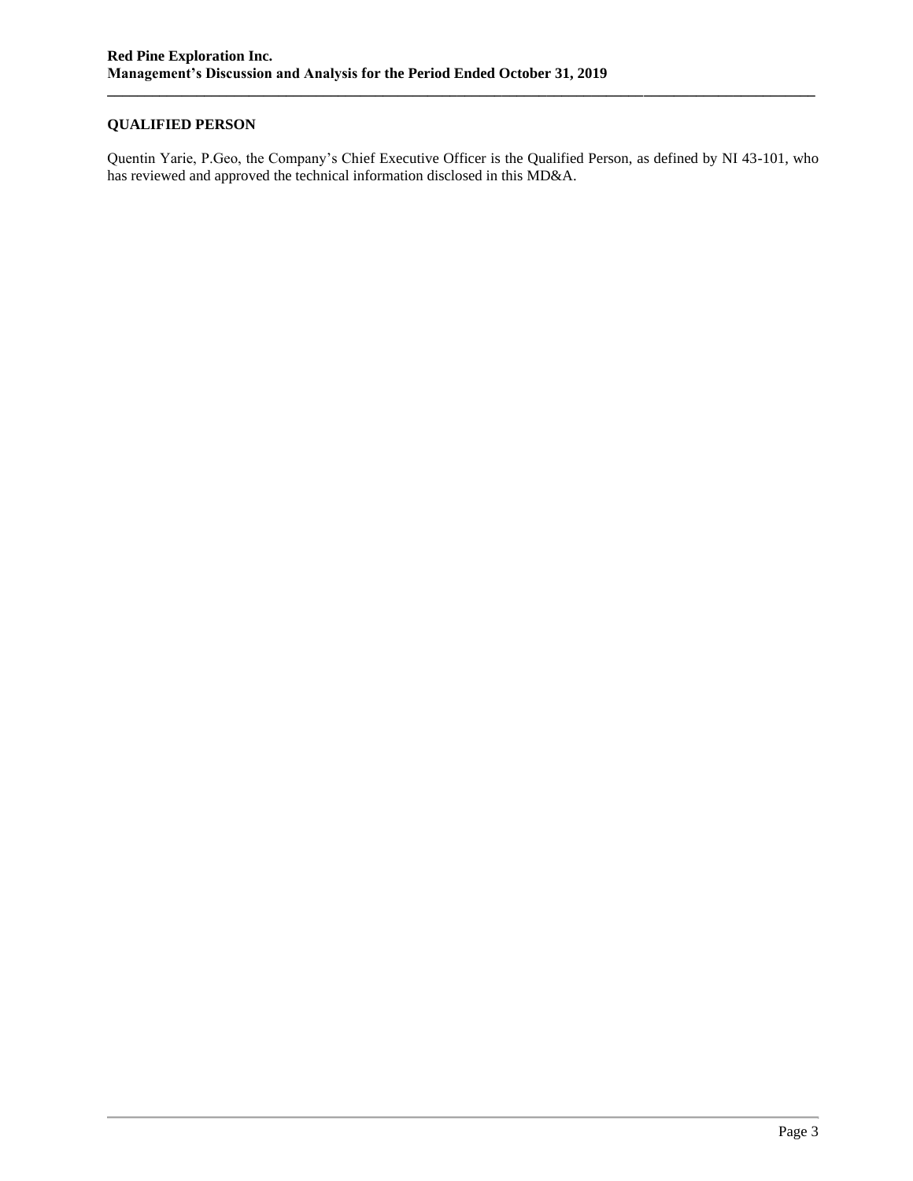## QUALIFIED PERSON

Quentin Yarie, P.Geo, the Company's Chief Executive Officer is the Qualified Person, as defined by NI 43-101, who has reviewed and approved the technical information disclosed in this MD&A.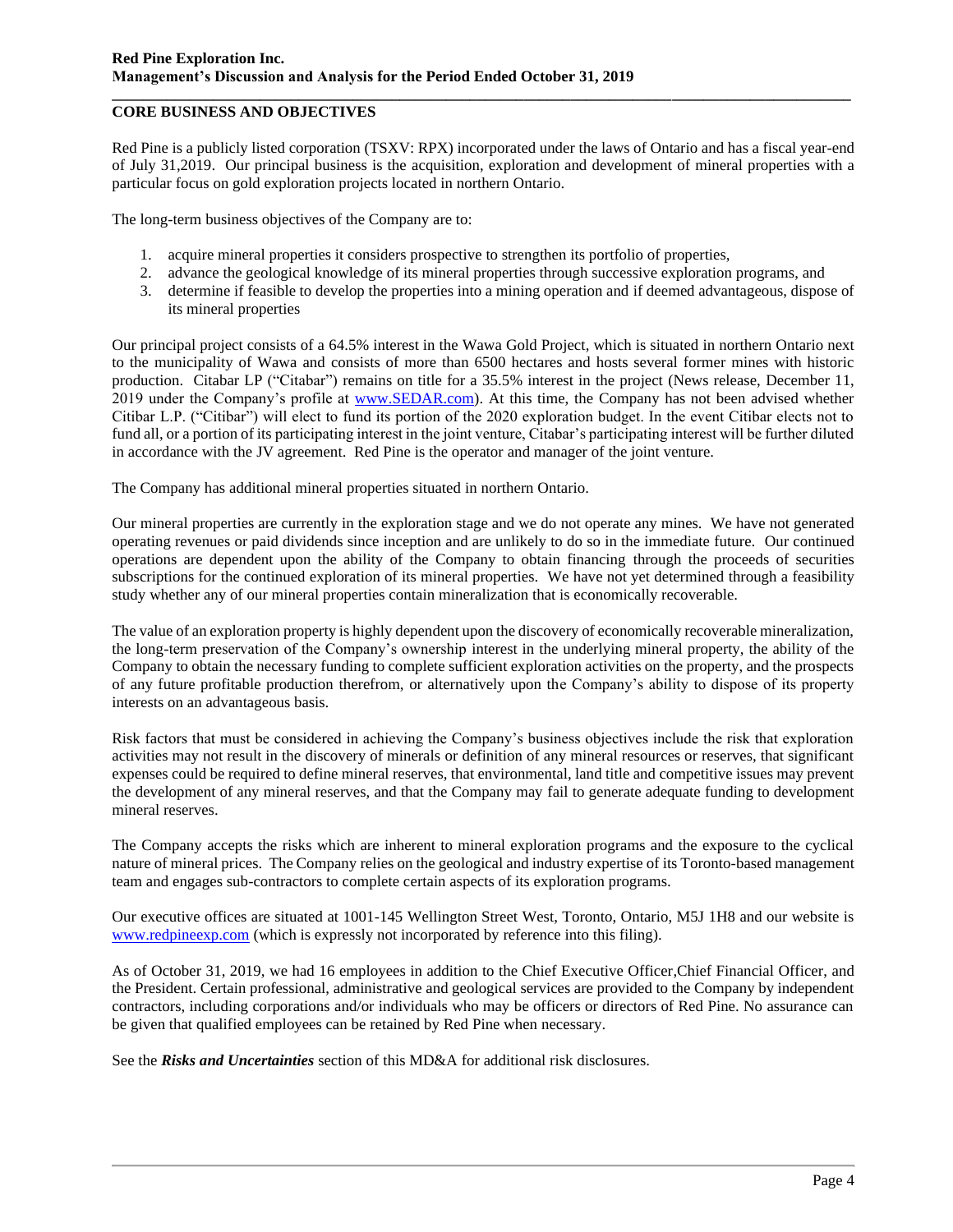## CORE BUSINESS AND OBJECTIVES

Red Pine is a publicly listed corporation (TSXV: RPX) incorporated under the laws of Ontario and has a fiscal year-end of July 31,2019. Our principal business is the acquisition, exploration and development of mineral properties with a particular focus on gold exploration projects located in northern Ontario.

The long-term business objectives of the Company are to:

1. acquire mineral properties it considers prospective to strengthen its portfolio of properties,
2. advance the geological knowledge of its mineral properties through successive exploration programs, and
3. determine if feasible to develop the properties into a mining operation and if deemed advantageous, dispose of its mineral properties

Our principal project consists of a 64.5% interest in the Wawa Gold Project, which is situated in northern Ontario next to the municipality of Wawa and consists of more than 6500 hectares and hosts several former mines with historic production. Citabar LP ("Citabar") remains on title for a 35.5% interest in the project (News release, December 11, 2019 under the Company's profile at [www.SEDAR.com](www.SEDAR.com)). At this time, the Company has not been advised whether Citibar L.P. ("Citibar") will elect to fund its portion of the 2020 exploration budget. In the event Citibar elects not to fund all, or a portion of its participating interest in the joint venture, Citabar's participating interest will be further diluted in accordance with the JV agreement. Red Pine is the operator and manager of the joint venture.

The Company has additional mineral properties situated in northern Ontario.

Our mineral properties are currently in the exploration stage and we do not operate any mines. We have not generated operating revenues or paid dividends since inception and are unlikely to do so in the immediate future. Our continued operations are dependent upon the ability of the Company to obtain financing through the proceeds of securities subscriptions for the continued exploration of its mineral properties. We have not yet determined through a feasibility study whether any of our mineral properties contain mineralization that is economically recoverable.

The value of an exploration property is highly dependent upon the discovery of economically recoverable mineralization, the long-term preservation of the Company's ownership interest in the underlying mineral property, the ability of the Company to obtain the necessary funding to complete sufficient exploration activities on the property, and the prospects of any future profitable production therefrom, or alternatively upon the Company's ability to dispose of its property interests on an advantageous basis.

Risk factors that must be considered in achieving the Company's business objectives include the risk that exploration activities may not result in the discovery of minerals or definition of any mineral resources or reserves, that significant expenses could be required to define mineral reserves, that environmental, land title and competitive issues may prevent the development of any mineral reserves, and that the Company may fail to generate adequate funding to development mineral reserves.

The Company accepts the risks which are inherent to mineral exploration programs and the exposure to the cyclical nature of mineral prices. The Company relies on the geological and industry expertise of its Toronto-based management team and engages sub-contractors to complete certain aspects of its exploration programs.

Our executive offices are situated at 1001-145 Wellington Street West, Toronto, Ontario, M5J 1H8 and our website is [www.redpineexp.com](www.redpineexp.com) (which is expressly not incorporated by reference into this filing).

As of October 31, 2019, we had 16 employees in addition to the Chief Executive Officer,Chief Financial Officer, and the President. Certain professional, administrative and geological services are provided to the Company by independent contractors, including corporations and/or individuals who may be officers or directors of Red Pine. No assurance can be given that qualified employees can be retained by Red Pine when necessary.

See the ***Risks and Uncertainties*** section of this MD&A for additional risk disclosures.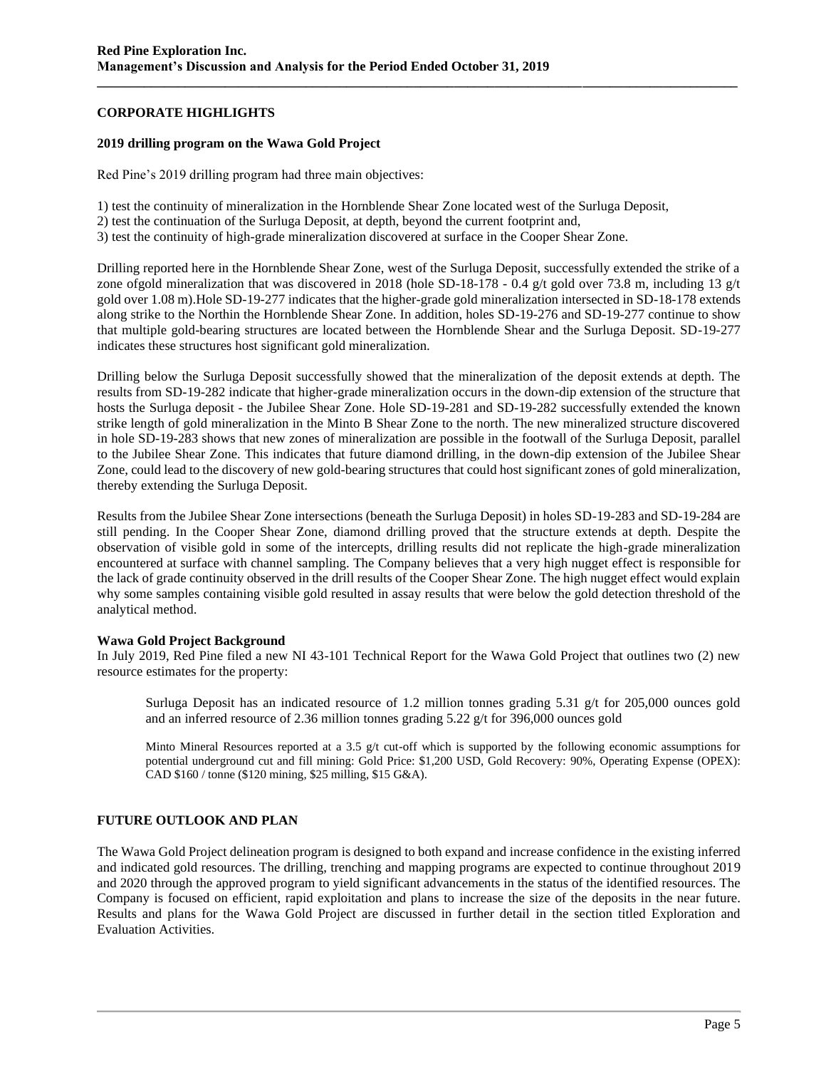## CORPORATE HIGHLIGHTS

### 2019 drilling program on the Wawa Gold Project

Red Pine's 2019 drilling program had three main objectives:

1) test the continuity of mineralization in the Hornblende Shear Zone located west of the Surluga Deposit,
2) test the continuation of the Surluga Deposit, at depth, beyond the current footprint and,
3) test the continuity of high-grade mineralization discovered at surface in the Cooper Shear Zone.

Drilling reported here in the Hornblende Shear Zone, west of the Surluga Deposit, successfully extended the strike of a zone ofgold mineralization that was discovered in 2018 (hole SD-18-178 - 0.4 g/t gold over 73.8 m, including 13 g/t gold over 1.08 m).Hole SD-19-277 indicates that the higher-grade gold mineralization intersected in SD-18-178 extends along strike to the Northin the Hornblende Shear Zone. In addition, holes SD-19-276 and SD-19-277 continue to show that multiple gold-bearing structures are located between the Hornblende Shear and the Surluga Deposit. SD-19-277 indicates these structures host significant gold mineralization.

Drilling below the Surluga Deposit successfully showed that the mineralization of the deposit extends at depth. The results from SD-19-282 indicate that higher-grade mineralization occurs in the down-dip extension of the structure that hosts the Surluga deposit - the Jubilee Shear Zone. Hole SD-19-281 and SD-19-282 successfully extended the known strike length of gold mineralization in the Minto B Shear Zone to the north. The new mineralized structure discovered in hole SD-19-283 shows that new zones of mineralization are possible in the footwall of the Surluga Deposit, parallel to the Jubilee Shear Zone. This indicates that future diamond drilling, in the down-dip extension of the Jubilee Shear Zone, could lead to the discovery of new gold-bearing structures that could host significant zones of gold mineralization, thereby extending the Surluga Deposit.

Results from the Jubilee Shear Zone intersections (beneath the Surluga Deposit) in holes SD-19-283 and SD-19-284 are still pending. In the Cooper Shear Zone, diamond drilling proved that the structure extends at depth. Despite the observation of visible gold in some of the intercepts, drilling results did not replicate the high-grade mineralization encountered at surface with channel sampling. The Company believes that a very high nugget effect is responsible for the lack of grade continuity observed in the drill results of the Cooper Shear Zone. The high nugget effect would explain why some samples containing visible gold resulted in assay results that were below the gold detection threshold of the analytical method.

**Wawa Gold Project Background**

In July 2019, Red Pine filed a new NI 43-101 Technical Report for the Wawa Gold Project that outlines two (2) new resource estimates for the property:

> Surluga Deposit has an indicated resource of 1.2 million tonnes grading 5.31 g/t for 205,000 ounces gold and an inferred resource of 2.36 million tonnes grading 5.22 g/t for 396,000 ounces gold
>
> Minto Mineral Resources reported at a 3.5 g/t cut-off which is supported by the following economic assumptions for potential underground cut and fill mining: Gold Price: $1,200 USD, Gold Recovery: 90%, Operating Expense (OPEX): CAD $160 / tonne ($120 mining, $25 milling, $15 G&A).

## FUTURE OUTLOOK AND PLAN

The Wawa Gold Project delineation program is designed to both expand and increase confidence in the existing inferred and indicated gold resources. The drilling, trenching and mapping programs are expected to continue throughout 2019 and 2020 through the approved program to yield significant advancements in the status of the identified resources. The Company is focused on efficient, rapid exploitation and plans to increase the size of the deposits in the near future. Results and plans for the Wawa Gold Project are discussed in further detail in the section titled Exploration and Evaluation Activities.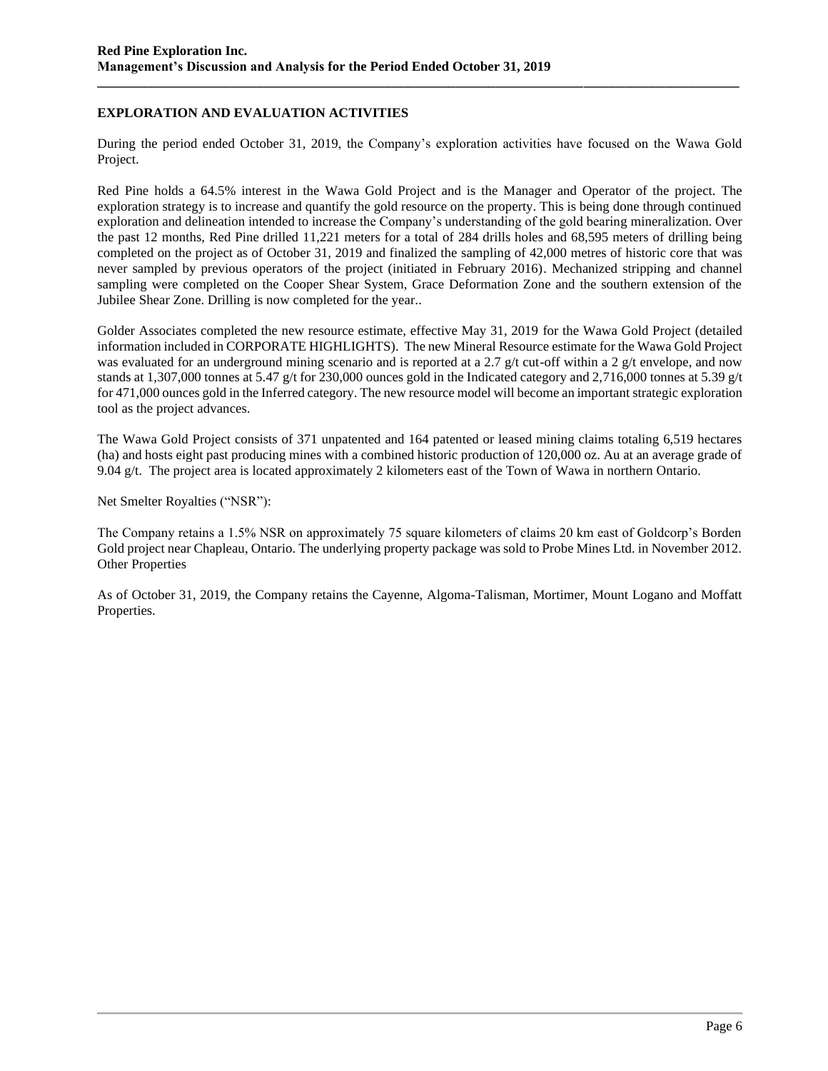## EXPLORATION AND EVALUATION ACTIVITIES

During the period ended October 31, 2019, the Company's exploration activities have focused on the Wawa Gold Project.

Red Pine holds a 64.5% interest in the Wawa Gold Project and is the Manager and Operator of the project. The exploration strategy is to increase and quantify the gold resource on the property. This is being done through continued exploration and delineation intended to increase the Company's understanding of the gold bearing mineralization. Over the past 12 months, Red Pine drilled 11,221 meters for a total of 284 drills holes and 68,595 meters of drilling being completed on the project as of October 31, 2019 and finalized the sampling of 42,000 metres of historic core that was never sampled by previous operators of the project (initiated in February 2016). Mechanized stripping and channel sampling were completed on the Cooper Shear System, Grace Deformation Zone and the southern extension of the Jubilee Shear Zone. Drilling is now completed for the year..

Golder Associates completed the new resource estimate, effective May 31, 2019 for the Wawa Gold Project (detailed information included in CORPORATE HIGHLIGHTS). The new Mineral Resource estimate for the Wawa Gold Project was evaluated for an underground mining scenario and is reported at a 2.7 g/t cut-off within a 2 g/t envelope, and now stands at 1,307,000 tonnes at 5.47 g/t for 230,000 ounces gold in the Indicated category and 2,716,000 tonnes at 5.39 g/t for 471,000 ounces gold in the Inferred category. The new resource model will become an important strategic exploration tool as the project advances.

The Wawa Gold Project consists of 371 unpatented and 164 patented or leased mining claims totaling 6,519 hectares (ha) and hosts eight past producing mines with a combined historic production of 120,000 oz. Au at an average grade of 9.04 g/t. The project area is located approximately 2 kilometers east of the Town of Wawa in northern Ontario.

Net Smelter Royalties ("NSR"):

The Company retains a 1.5% NSR on approximately 75 square kilometers of claims 20 km east of Goldcorp's Borden Gold project near Chapleau, Ontario. The underlying property package was sold to Probe Mines Ltd. in November 2012.
Other Properties

As of October 31, 2019, the Company retains the Cayenne, Algoma-Talisman, Mortimer, Mount Logano and Moffatt Properties.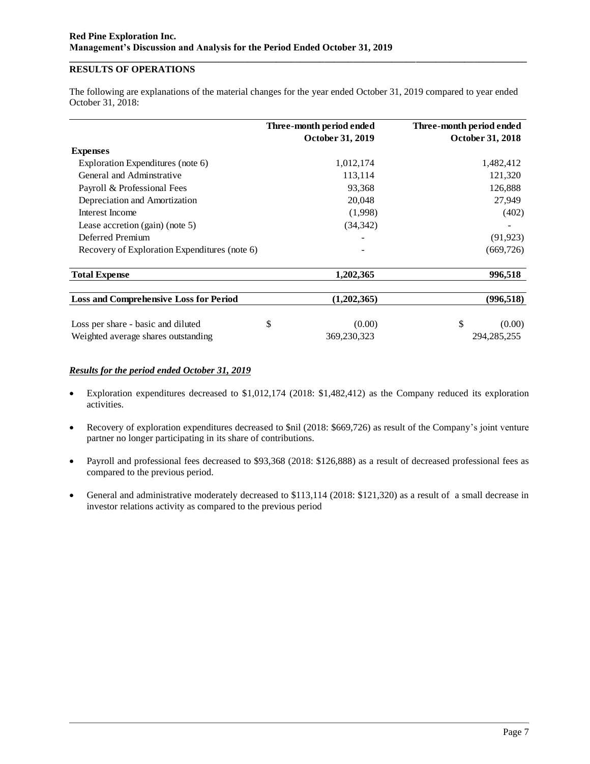## RESULTS OF OPERATIONS

The following are explanations of the material changes for the year ended October 31, 2019 compared to year ended October 31, 2018:

| | Three-month period ended October 31, 2019 | Three-month period ended October 31, 2018 |
|---|---|---|
| **Expenses** | | |
| Exploration Expenditures (note 6) | 1,012,174 | 1,482,412 |
| General and Adminstrative | 113,114 | 121,320 |
| Payroll & Professional Fees | 93,368 | 126,888 |
| Depreciation and Amortization | 20,048 | 27,949 |
| Interest Income | (1,998) | (402) |
| Lease accretion (gain) (note 5) | (34,342) | - |
| Deferred Premium | - | (91,923) |
| Recovery of Exploration Expenditures (note 6) | - | (669,726) |
| **Total Expense** | **1,202,365** | **996,518** |
| **Loss and Comprehensive Loss for Period** | **(1,202,365)** | **(996,518)** |
| Loss per share - basic and diluted | $ (0.00) | $ (0.00) |
| Weighted average shares outstanding | 369,230,323 | 294,285,255 |

***Results for the period ended October 31, 2019***

- Exploration expenditures decreased to $1,012,174 (2018: $1,482,412) as the Company reduced its exploration activities.
- Recovery of exploration expenditures decreased to $nil (2018: $669,726) as result of the Company's joint venture partner no longer participating in its share of contributions.
- Payroll and professional fees decreased to $93,368 (2018: $126,888) as a result of decreased professional fees as compared to the previous period.
- General and administrative moderately decreased to $113,114 (2018: $121,320) as a result of a small decrease in investor relations activity as compared to the previous period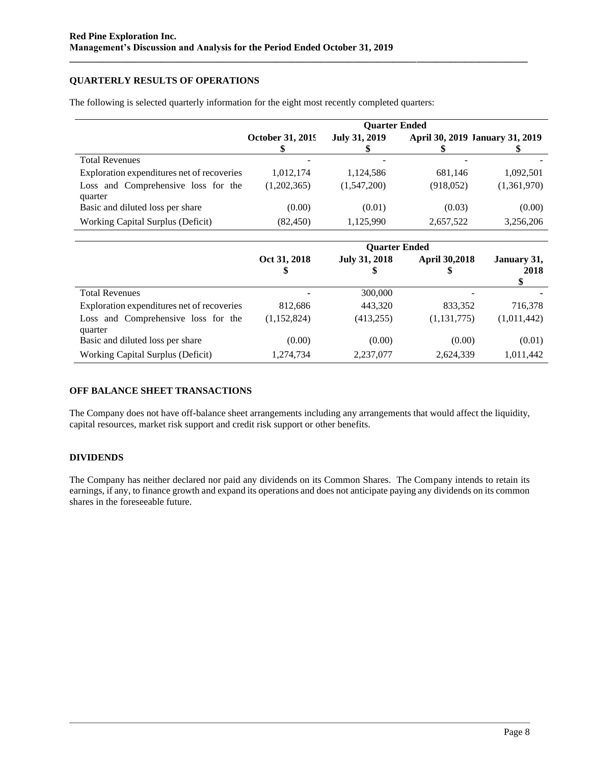## QUARTERLY RESULTS OF OPERATIONS

The following is selected quarterly information for the eight most recently completed quarters:

| | Quarter Ended | | | |
|---|---|---|---|---|
| | October 31, 2019<br>$ | July 31, 2019<br>$ | April 30, 2019<br>$ | January 31, 2019<br>$ |
| Total Revenues | - | - | - | - |
| Exploration expenditures net of recoveries | 1,012,174 | 1,124,586 | 681,146 | 1,092,501 |
| Loss and Comprehensive loss for the quarter | (1,202,365) | (1,547,200) | (918,052) | (1,361,970) |
| Basic and diluted loss per share | (0.00) | (0.01) | (0.03) | (0.00) |
| Working Capital Surplus (Deficit) | (82,450) | 1,125,990 | 2,657,522 | 3,256,206 |

| | Quarter Ended | | | |
|---|---|---|---|---|
| | Oct 31, 2018<br>$ | July 31, 2018<br>$ | April 30,2018<br>$ | January 31, 2018<br>$ |
| Total Revenues | - | 300,000 | - | - |
| Exploration expenditures net of recoveries | 812,686 | 443,320 | 833,352 | 716,378 |
| Loss and Comprehensive loss for the quarter | (1,152,824) | (413,255) | (1,131,775) | (1,011,442) |
| Basic and diluted loss per share | (0.00) | (0.00) | (0.00) | (0.01) |
| Working Capital Surplus (Deficit) | 1,274,734 | 2,237,077 | 2,624,339 | 1,011,442 |

## OFF BALANCE SHEET TRANSACTIONS

The Company does not have off-balance sheet arrangements including any arrangements that would affect the liquidity, capital resources, market risk support and credit risk support or other benefits.

## DIVIDENDS

The Company has neither declared nor paid any dividends on its Common Shares. The Company intends to retain its earnings, if any, to finance growth and expand its operations and does not anticipate paying any dividends on its common shares in the foreseeable future.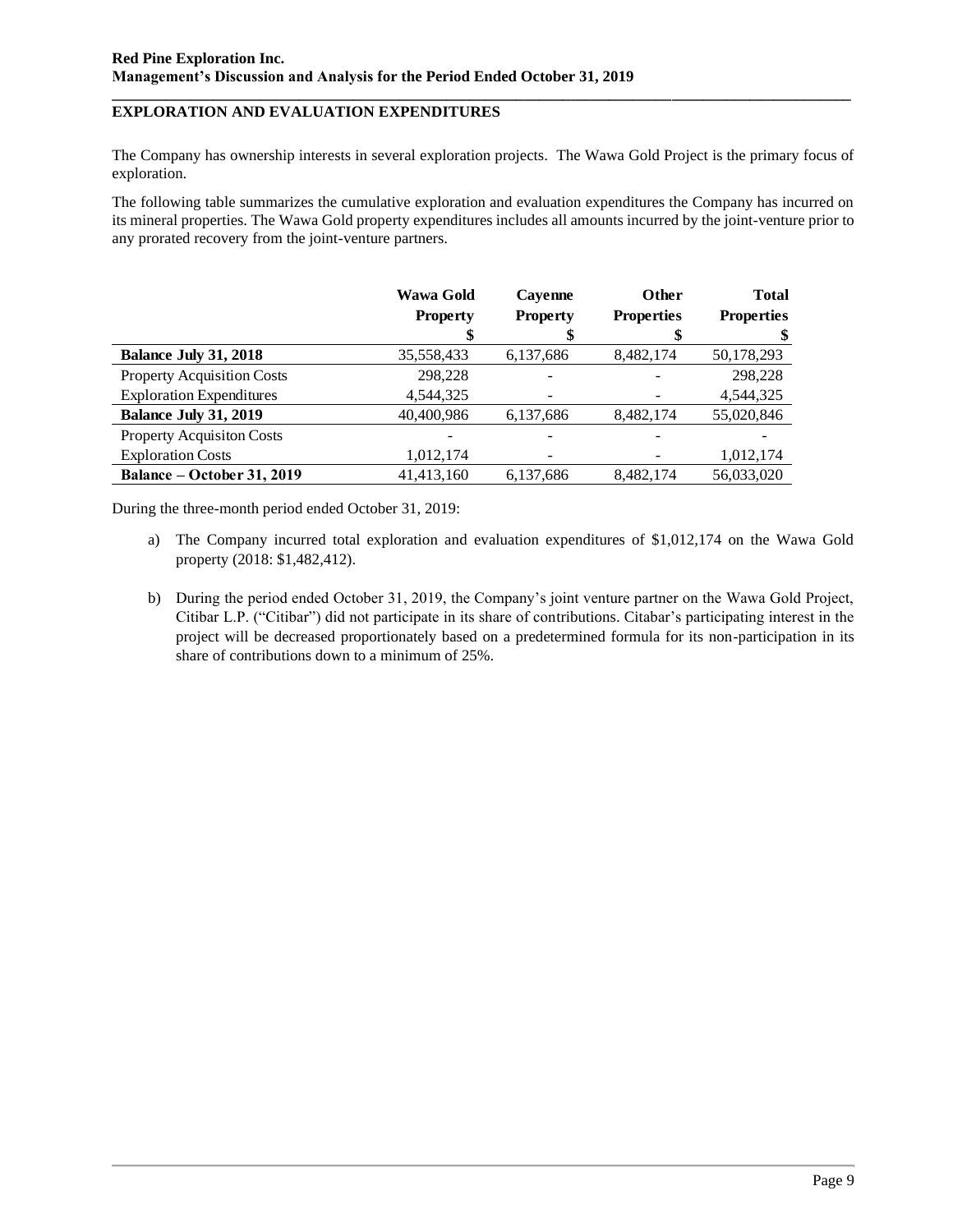## EXPLORATION AND EVALUATION EXPENDITURES

The Company has ownership interests in several exploration projects. The Wawa Gold Project is the primary focus of exploration.

The following table summarizes the cumulative exploration and evaluation expenditures the Company has incurred on its mineral properties. The Wawa Gold property expenditures includes all amounts incurred by the joint-venture prior to any prorated recovery from the joint-venture partners.

| | Wawa Gold Property $ | Cayenne Property $ | Other Properties $ | Total Properties $ |
|---|---|---|---|---|
| **Balance July 31, 2018** | 35,558,433 | 6,137,686 | 8,482,174 | 50,178,293 |
| Property Acquisition Costs | 298,228 | - | - | 298,228 |
| Exploration Expenditures | 4,544,325 | - | - | 4,544,325 |
| **Balance July 31, 2019** | 40,400,986 | 6,137,686 | 8,482,174 | 55,020,846 |
| Property Acquisiton Costs | - | - | - | - |
| Exploration Costs | 1,012,174 | - | - | 1,012,174 |
| **Balance – October 31, 2019** | 41,413,160 | 6,137,686 | 8,482,174 | 56,033,020 |

During the three-month period ended October 31, 2019:

a) The Company incurred total exploration and evaluation expenditures of $1,012,174 on the Wawa Gold property (2018: $1,482,412).

b) During the period ended October 31, 2019, the Company's joint venture partner on the Wawa Gold Project, Citibar L.P. ("Citibar") did not participate in its share of contributions. Citabar's participating interest in the project will be decreased proportionately based on a predetermined formula for its non-participation in its share of contributions down to a minimum of 25%.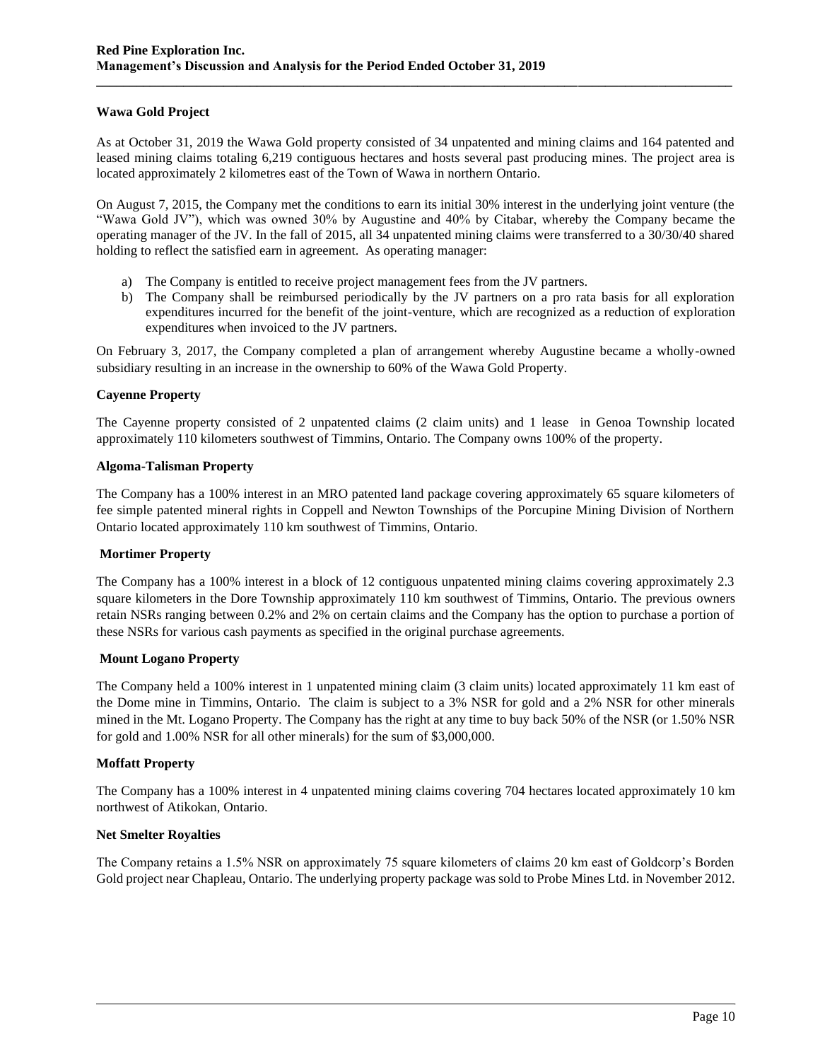### Wawa Gold Project

As at October 31, 2019 the Wawa Gold property consisted of 34 unpatented and mining claims and 164 patented and leased mining claims totaling 6,219 contiguous hectares and hosts several past producing mines. The project area is located approximately 2 kilometres east of the Town of Wawa in northern Ontario.

On August 7, 2015, the Company met the conditions to earn its initial 30% interest in the underlying joint venture (the "Wawa Gold JV"), which was owned 30% by Augustine and 40% by Citabar, whereby the Company became the operating manager of the JV. In the fall of 2015, all 34 unpatented mining claims were transferred to a 30/30/40 shared holding to reflect the satisfied earn in agreement. As operating manager:

a) The Company is entitled to receive project management fees from the JV partners.
b) The Company shall be reimbursed periodically by the JV partners on a pro rata basis for all exploration expenditures incurred for the benefit of the joint-venture, which are recognized as a reduction of exploration expenditures when invoiced to the JV partners.

On February 3, 2017, the Company completed a plan of arrangement whereby Augustine became a wholly-owned subsidiary resulting in an increase in the ownership to 60% of the Wawa Gold Property.

### Cayenne Property

The Cayenne property consisted of 2 unpatented claims (2 claim units) and 1 lease in Genoa Township located approximately 110 kilometers southwest of Timmins, Ontario. The Company owns 100% of the property.

### Algoma-Talisman Property

The Company has a 100% interest in an MRO patented land package covering approximately 65 square kilometers of fee simple patented mineral rights in Coppell and Newton Townships of the Porcupine Mining Division of Northern Ontario located approximately 110 km southwest of Timmins, Ontario.

### Mortimer Property

The Company has a 100% interest in a block of 12 contiguous unpatented mining claims covering approximately 2.3 square kilometers in the Dore Township approximately 110 km southwest of Timmins, Ontario. The previous owners retain NSRs ranging between 0.2% and 2% on certain claims and the Company has the option to purchase a portion of these NSRs for various cash payments as specified in the original purchase agreements.

### Mount Logano Property

The Company held a 100% interest in 1 unpatented mining claim (3 claim units) located approximately 11 km east of the Dome mine in Timmins, Ontario. The claim is subject to a 3% NSR for gold and a 2% NSR for other minerals mined in the Mt. Logano Property. The Company has the right at any time to buy back 50% of the NSR (or 1.50% NSR for gold and 1.00% NSR for all other minerals) for the sum of $3,000,000.

### Moffatt Property

The Company has a 100% interest in 4 unpatented mining claims covering 704 hectares located approximately 10 km northwest of Atikokan, Ontario.

### Net Smelter Royalties

The Company retains a 1.5% NSR on approximately 75 square kilometers of claims 20 km east of Goldcorp's Borden Gold project near Chapleau, Ontario. The underlying property package was sold to Probe Mines Ltd. in November 2012.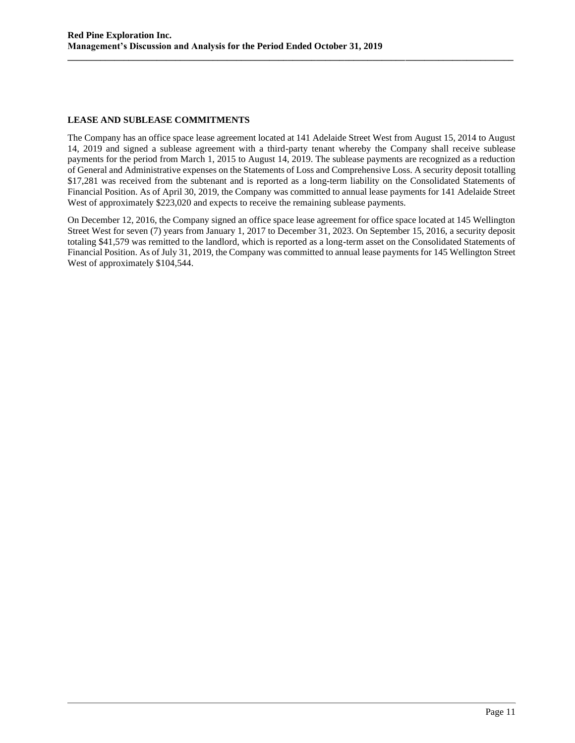## LEASE AND SUBLEASE COMMITMENTS

The Company has an office space lease agreement located at 141 Adelaide Street West from August 15, 2014 to August 14, 2019 and signed a sublease agreement with a third-party tenant whereby the Company shall receive sublease payments for the period from March 1, 2015 to August 14, 2019. The sublease payments are recognized as a reduction of General and Administrative expenses on the Statements of Loss and Comprehensive Loss. A security deposit totalling $17,281 was received from the subtenant and is reported as a long-term liability on the Consolidated Statements of Financial Position. As of April 30, 2019, the Company was committed to annual lease payments for 141 Adelaide Street West of approximately $223,020 and expects to receive the remaining sublease payments.

On December 12, 2016, the Company signed an office space lease agreement for office space located at 145 Wellington Street West for seven (7) years from January 1, 2017 to December 31, 2023. On September 15, 2016, a security deposit totaling $41,579 was remitted to the landlord, which is reported as a long-term asset on the Consolidated Statements of Financial Position. As of July 31, 2019, the Company was committed to annual lease payments for 145 Wellington Street West of approximately $104,544.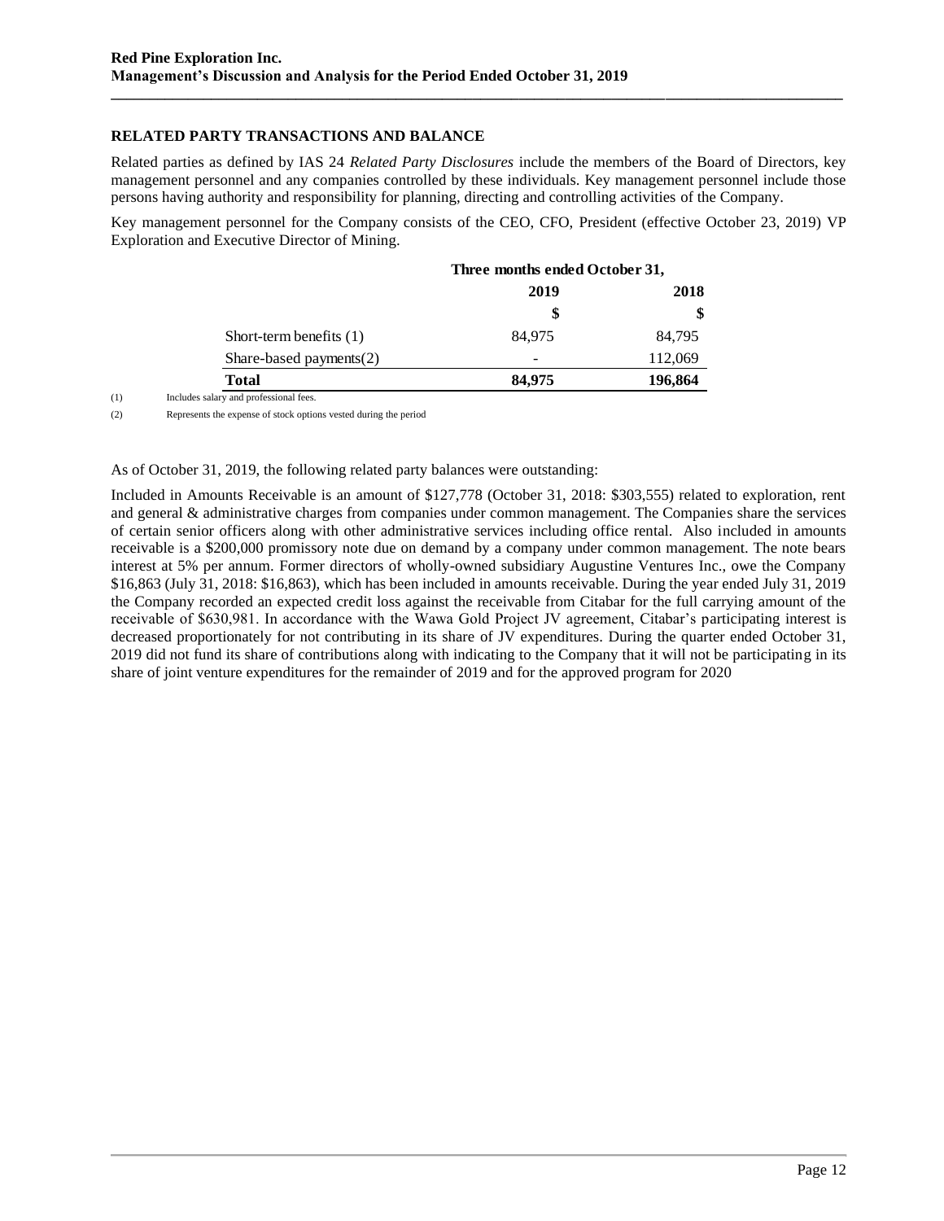## RELATED PARTY TRANSACTIONS AND BALANCE

Related parties as defined by IAS 24 *Related Party Disclosures* include the members of the Board of Directors, key management personnel and any companies controlled by these individuals. Key management personnel include those persons having authority and responsibility for planning, directing and controlling activities of the Company.

Key management personnel for the Company consists of the CEO, CFO, President (effective October 23, 2019) VP Exploration and Executive Director of Mining.

| | Three months ended October 31, | |
|---|---|---|
| | **2019** | **2018** |
| | **$** | **$** |
| Short-term benefits (1) | 84,975 | 84,795 |
| Share-based payments(2) | - | 112,069 |
| **Total** | **84,975** | **196,864** |

(1) Includes salary and professional fees.

(2) Represents the expense of stock options vested during the period

As of October 31, 2019, the following related party balances were outstanding:

Included in Amounts Receivable is an amount of $127,778 (October 31, 2018: $303,555) related to exploration, rent and general & administrative charges from companies under common management. The Companies share the services of certain senior officers along with other administrative services including office rental. Also included in amounts receivable is a $200,000 promissory note due on demand by a company under common management. The note bears interest at 5% per annum. Former directors of wholly-owned subsidiary Augustine Ventures Inc., owe the Company $16,863 (July 31, 2018: $16,863), which has been included in amounts receivable. During the year ended July 31, 2019 the Company recorded an expected credit loss against the receivable from Citabar for the full carrying amount of the receivable of $630,981. In accordance with the Wawa Gold Project JV agreement, Citabar's participating interest is decreased proportionately for not contributing in its share of JV expenditures. During the quarter ended October 31, 2019 did not fund its share of contributions along with indicating to the Company that it will not be participating in its share of joint venture expenditures for the remainder of 2019 and for the approved program for 2020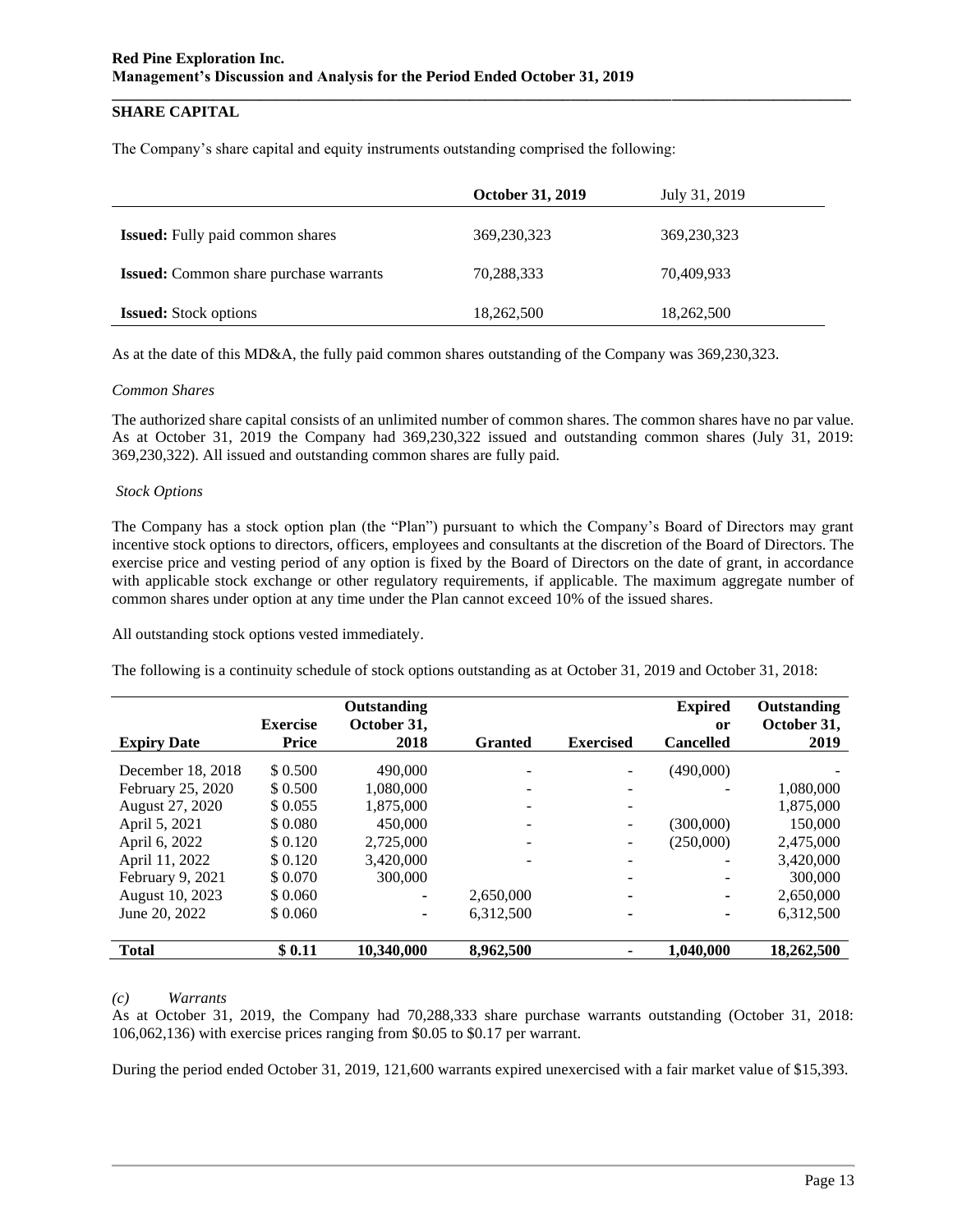## SHARE CAPITAL

The Company's share capital and equity instruments outstanding comprised the following:

| | October 31, 2019 | July 31, 2019 |
|---|---|---|
| **Issued:** Fully paid common shares | 369,230,323 | 369,230,323 |
| **Issued:** Common share purchase warrants | 70,288,333 | 70,409,933 |
| **Issued:** Stock options | 18,262,500 | 18,262,500 |

As at the date of this MD&A, the fully paid common shares outstanding of the Company was 369,230,323.

*Common Shares*

The authorized share capital consists of an unlimited number of common shares. The common shares have no par value. As at October 31, 2019 the Company had 369,230,322 issued and outstanding common shares (July 31, 2019: 369,230,322). All issued and outstanding common shares are fully paid.

*Stock Options*

The Company has a stock option plan (the "Plan") pursuant to which the Company's Board of Directors may grant incentive stock options to directors, officers, employees and consultants at the discretion of the Board of Directors. The exercise price and vesting period of any option is fixed by the Board of Directors on the date of grant, in accordance with applicable stock exchange or other regulatory requirements, if applicable. The maximum aggregate number of common shares under option at any time under the Plan cannot exceed 10% of the issued shares.

All outstanding stock options vested immediately.

The following is a continuity schedule of stock options outstanding as at October 31, 2019 and October 31, 2018:

| Expiry Date | Exercise Price | Outstanding October 31, 2018 | Granted | Exercised | Expired or Cancelled | Outstanding October 31, 2019 |
|---|---|---|---|---|---|---|
| December 18, 2018 | $ 0.500 | 490,000 | - | - | (490,000) | - |
| February 25, 2020 | $ 0.500 | 1,080,000 | - | - | - | 1,080,000 |
| August 27, 2020 | $ 0.055 | 1,875,000 | - | - | | 1,875,000 |
| April 5, 2021 | $ 0.080 | 450,000 | - | - | (300,000) | 150,000 |
| April 6, 2022 | $ 0.120 | 2,725,000 | - | - | (250,000) | 2,475,000 |
| April 11, 2022 | $ 0.120 | 3,420,000 | - | - | - | 3,420,000 |
| February 9, 2021 | $ 0.070 | 300,000 | | - | - | 300,000 |
| August 10, 2023 | $ 0.060 | - | 2,650,000 | - | - | 2,650,000 |
| June 20, 2022 | $ 0.060 | - | 6,312,500 | - | - | 6,312,500 |
| **Total** | **$ 0.11** | **10,340,000** | **8,962,500** | **-** | **1,040,000** | **18,262,500** |

*(c) Warrants*

As at October 31, 2019, the Company had 70,288,333 share purchase warrants outstanding (October 31, 2018: 106,062,136) with exercise prices ranging from $0.05 to $0.17 per warrant.

During the period ended October 31, 2019, 121,600 warrants expired unexercised with a fair market value of $15,393.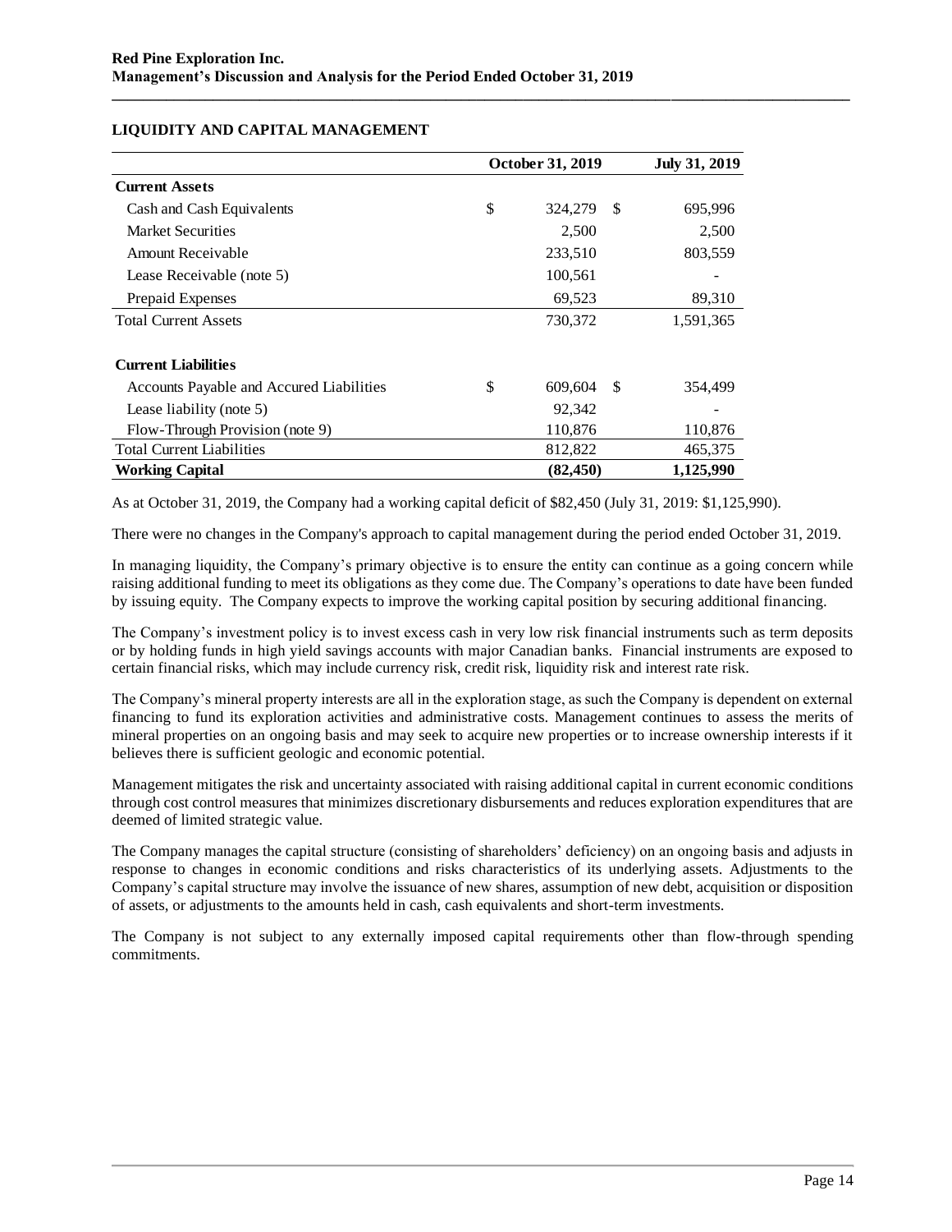## LIQUIDITY AND CAPITAL MANAGEMENT

| | October 31, 2019 | July 31, 2019 |
|---|---|---|
| **Current Assets** | | |
| Cash and Cash Equivalents | $ 324,279 | $ 695,996 |
| Market Securities | 2,500 | 2,500 |
| Amount Receivable | 233,510 | 803,559 |
| Lease Receivable (note 5) | 100,561 | - |
| Prepaid Expenses | 69,523 | 89,310 |
| Total Current Assets | 730,372 | 1,591,365 |
| **Current Liabilities** | | |
| Accounts Payable and Accured Liabilities | $ 609,604 | $ 354,499 |
| Lease liability (note 5) | 92,342 | - |
| Flow-Through Provision (note 9) | 110,876 | 110,876 |
| Total Current Liabilities | 812,822 | 465,375 |
| **Working Capital** | **(82,450)** | **1,125,990** |

As at October 31, 2019, the Company had a working capital deficit of $82,450 (July 31, 2019: $1,125,990).

There were no changes in the Company's approach to capital management during the period ended October 31, 2019.

In managing liquidity, the Company's primary objective is to ensure the entity can continue as a going concern while raising additional funding to meet its obligations as they come due. The Company's operations to date have been funded by issuing equity. The Company expects to improve the working capital position by securing additional financing.

The Company's investment policy is to invest excess cash in very low risk financial instruments such as term deposits or by holding funds in high yield savings accounts with major Canadian banks. Financial instruments are exposed to certain financial risks, which may include currency risk, credit risk, liquidity risk and interest rate risk.

The Company's mineral property interests are all in the exploration stage, as such the Company is dependent on external financing to fund its exploration activities and administrative costs. Management continues to assess the merits of mineral properties on an ongoing basis and may seek to acquire new properties or to increase ownership interests if it believes there is sufficient geologic and economic potential.

Management mitigates the risk and uncertainty associated with raising additional capital in current economic conditions through cost control measures that minimizes discretionary disbursements and reduces exploration expenditures that are deemed of limited strategic value.

The Company manages the capital structure (consisting of shareholders' deficiency) on an ongoing basis and adjusts in response to changes in economic conditions and risks characteristics of its underlying assets. Adjustments to the Company's capital structure may involve the issuance of new shares, assumption of new debt, acquisition or disposition of assets, or adjustments to the amounts held in cash, cash equivalents and short-term investments.

The Company is not subject to any externally imposed capital requirements other than flow-through spending commitments.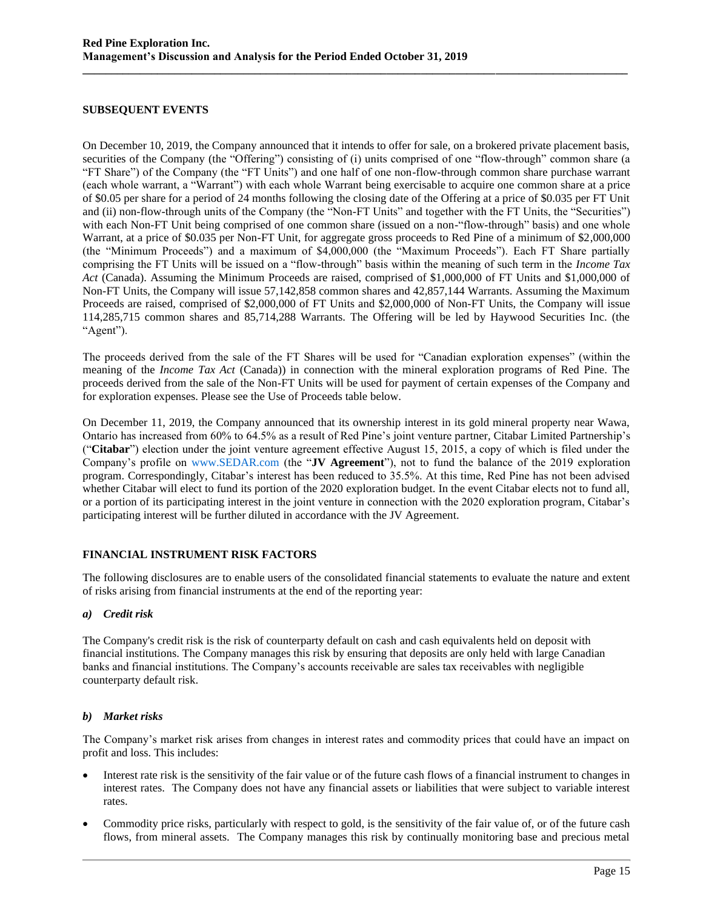## SUBSEQUENT EVENTS

On December 10, 2019, the Company announced that it intends to offer for sale, on a brokered private placement basis, securities of the Company (the "Offering") consisting of (i) units comprised of one "flow-through" common share (a "FT Share") of the Company (the "FT Units") and one half of one non-flow-through common share purchase warrant (each whole warrant, a "Warrant") with each whole Warrant being exercisable to acquire one common share at a price of $0.05 per share for a period of 24 months following the closing date of the Offering at a price of $0.035 per FT Unit and (ii) non-flow-through units of the Company (the "Non-FT Units" and together with the FT Units, the "Securities") with each Non-FT Unit being comprised of one common share (issued on a non-"flow-through" basis) and one whole Warrant, at a price of $0.035 per Non-FT Unit, for aggregate gross proceeds to Red Pine of a minimum of $2,000,000 (the "Minimum Proceeds") and a maximum of $4,000,000 (the "Maximum Proceeds"). Each FT Share partially comprising the FT Units will be issued on a "flow-through" basis within the meaning of such term in the *Income Tax Act* (Canada). Assuming the Minimum Proceeds are raised, comprised of $1,000,000 of FT Units and $1,000,000 of Non-FT Units, the Company will issue 57,142,858 common shares and 42,857,144 Warrants. Assuming the Maximum Proceeds are raised, comprised of $2,000,000 of FT Units and $2,000,000 of Non-FT Units, the Company will issue 114,285,715 common shares and 85,714,288 Warrants. The Offering will be led by Haywood Securities Inc. (the "Agent").

The proceeds derived from the sale of the FT Shares will be used for "Canadian exploration expenses" (within the meaning of the *Income Tax Act* (Canada)) in connection with the mineral exploration programs of Red Pine. The proceeds derived from the sale of the Non-FT Units will be used for payment of certain expenses of the Company and for exploration expenses. Please see the Use of Proceeds table below.

On December 11, 2019, the Company announced that its ownership interest in its gold mineral property near Wawa, Ontario has increased from 60% to 64.5% as a result of Red Pine's joint venture partner, Citabar Limited Partnership's ("**Citabar**") election under the joint venture agreement effective August 15, 2015, a copy of which is filed under the Company's profile on www.SEDAR.com (the "**JV Agreement**"), not to fund the balance of the 2019 exploration program. Correspondingly, Citabar's interest has been reduced to 35.5%. At this time, Red Pine has not been advised whether Citabar will elect to fund its portion of the 2020 exploration budget. In the event Citabar elects not to fund all, or a portion of its participating interest in the joint venture in connection with the 2020 exploration program, Citabar's participating interest will be further diluted in accordance with the JV Agreement.

## FINANCIAL INSTRUMENT RISK FACTORS

The following disclosures are to enable users of the consolidated financial statements to evaluate the nature and extent of risks arising from financial instruments at the end of the reporting year:

### *a) Credit risk*

The Company's credit risk is the risk of counterparty default on cash and cash equivalents held on deposit with financial institutions. The Company manages this risk by ensuring that deposits are only held with large Canadian banks and financial institutions. The Company's accounts receivable are sales tax receivables with negligible counterparty default risk.

### *b) Market risks*

The Company's market risk arises from changes in interest rates and commodity prices that could have an impact on profit and loss. This includes:

- Interest rate risk is the sensitivity of the fair value or of the future cash flows of a financial instrument to changes in interest rates. The Company does not have any financial assets or liabilities that were subject to variable interest rates.
- Commodity price risks, particularly with respect to gold, is the sensitivity of the fair value of, or of the future cash flows, from mineral assets. The Company manages this risk by continually monitoring base and precious metal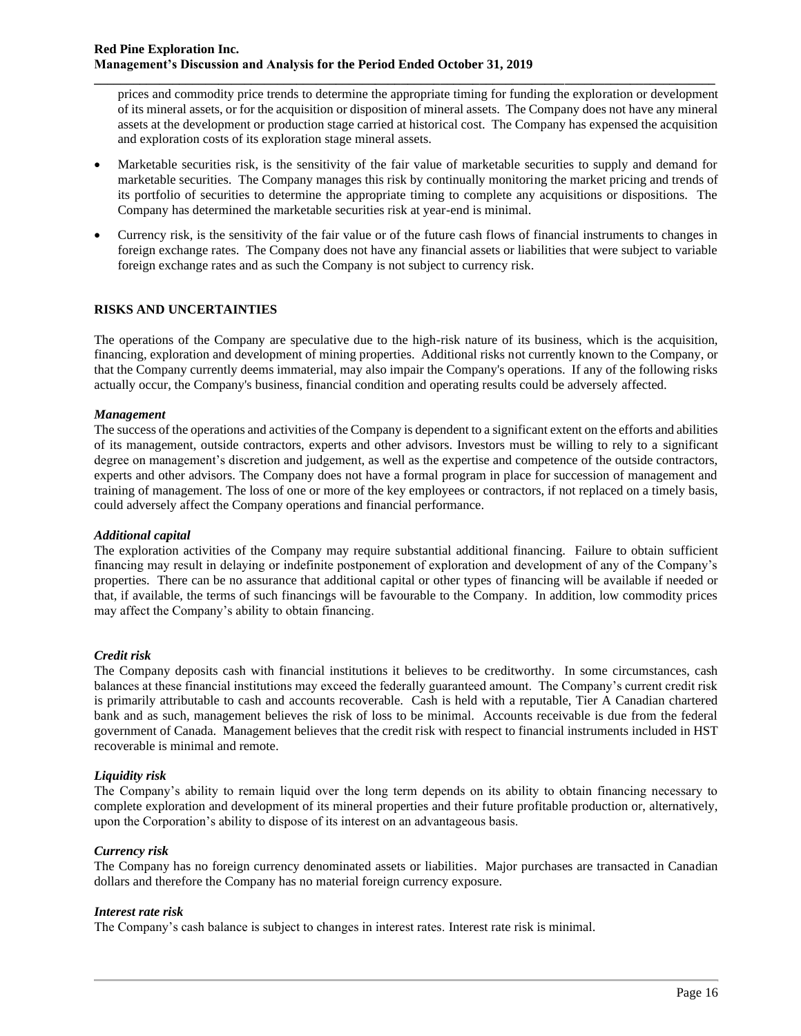prices and commodity price trends to determine the appropriate timing for funding the exploration or development of its mineral assets, or for the acquisition or disposition of mineral assets. The Company does not have any mineral assets at the development or production stage carried at historical cost. The Company has expensed the acquisition and exploration costs of its exploration stage mineral assets.

- Marketable securities risk, is the sensitivity of the fair value of marketable securities to supply and demand for marketable securities. The Company manages this risk by continually monitoring the market pricing and trends of its portfolio of securities to determine the appropriate timing to complete any acquisitions or dispositions. The Company has determined the marketable securities risk at year-end is minimal.
- Currency risk, is the sensitivity of the fair value or of the future cash flows of financial instruments to changes in foreign exchange rates. The Company does not have any financial assets or liabilities that were subject to variable foreign exchange rates and as such the Company is not subject to currency risk.

## RISKS AND UNCERTAINTIES

The operations of the Company are speculative due to the high-risk nature of its business, which is the acquisition, financing, exploration and development of mining properties. Additional risks not currently known to the Company, or that the Company currently deems immaterial, may also impair the Company's operations. If any of the following risks actually occur, the Company's business, financial condition and operating results could be adversely affected.

### *Management*

The success of the operations and activities of the Company is dependent to a significant extent on the efforts and abilities of its management, outside contractors, experts and other advisors. Investors must be willing to rely to a significant degree on management's discretion and judgement, as well as the expertise and competence of the outside contractors, experts and other advisors. The Company does not have a formal program in place for succession of management and training of management. The loss of one or more of the key employees or contractors, if not replaced on a timely basis, could adversely affect the Company operations and financial performance.

### *Additional capital*

The exploration activities of the Company may require substantial additional financing. Failure to obtain sufficient financing may result in delaying or indefinite postponement of exploration and development of any of the Company's properties. There can be no assurance that additional capital or other types of financing will be available if needed or that, if available, the terms of such financings will be favourable to the Company. In addition, low commodity prices may affect the Company's ability to obtain financing.

### *Credit risk*

The Company deposits cash with financial institutions it believes to be creditworthy. In some circumstances, cash balances at these financial institutions may exceed the federally guaranteed amount. The Company's current credit risk is primarily attributable to cash and accounts recoverable. Cash is held with a reputable, Tier A Canadian chartered bank and as such, management believes the risk of loss to be minimal. Accounts receivable is due from the federal government of Canada. Management believes that the credit risk with respect to financial instruments included in HST recoverable is minimal and remote.

### *Liquidity risk*

The Company's ability to remain liquid over the long term depends on its ability to obtain financing necessary to complete exploration and development of its mineral properties and their future profitable production or, alternatively, upon the Corporation's ability to dispose of its interest on an advantageous basis.

### *Currency risk*

The Company has no foreign currency denominated assets or liabilities. Major purchases are transacted in Canadian dollars and therefore the Company has no material foreign currency exposure.

### *Interest rate risk*

The Company's cash balance is subject to changes in interest rates. Interest rate risk is minimal.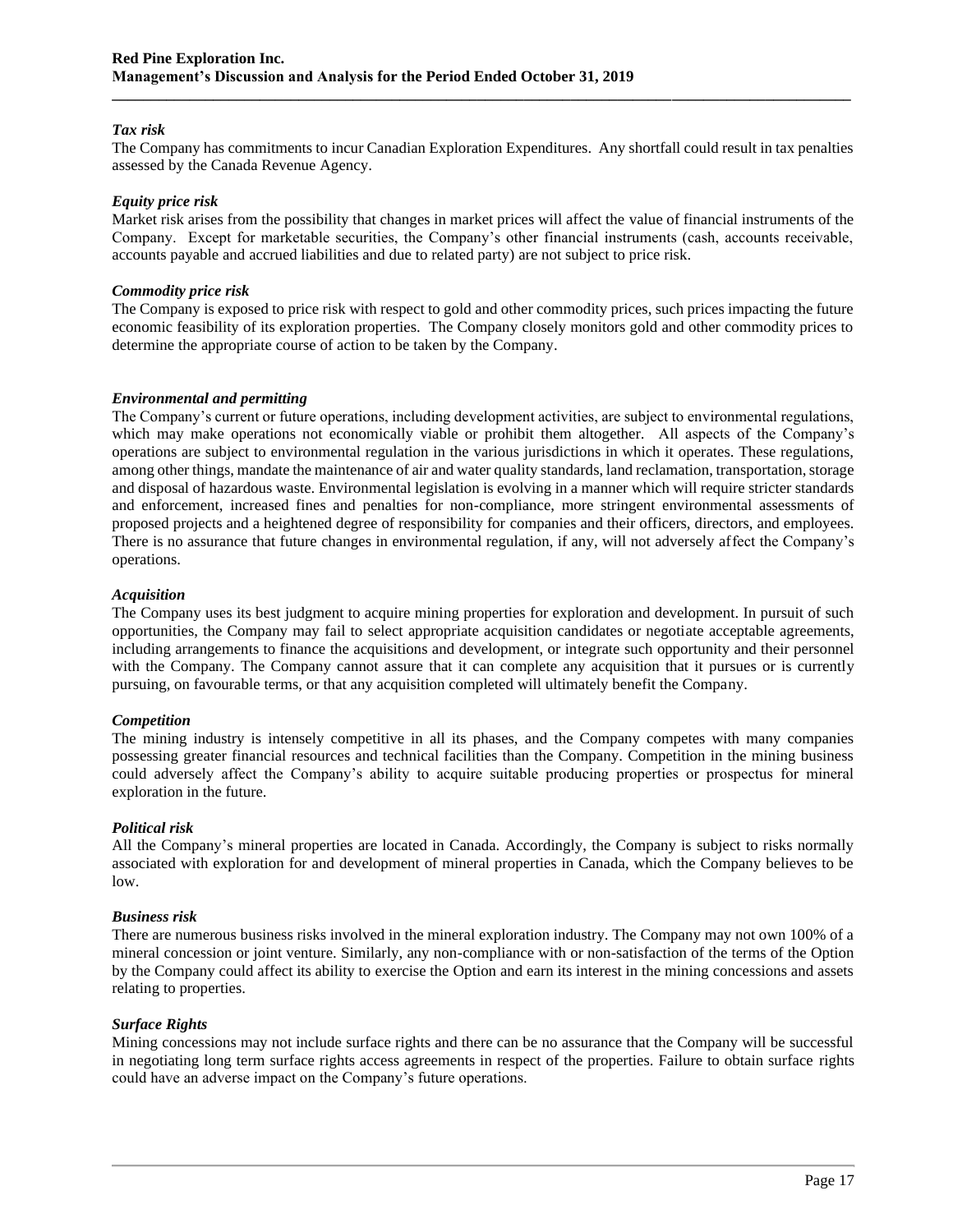*Tax risk*

The Company has commitments to incur Canadian Exploration Expenditures. Any shortfall could result in tax penalties assessed by the Canada Revenue Agency.

*Equity price risk*

Market risk arises from the possibility that changes in market prices will affect the value of financial instruments of the Company. Except for marketable securities, the Company's other financial instruments (cash, accounts receivable, accounts payable and accrued liabilities and due to related party) are not subject to price risk.

*Commodity price risk*

The Company is exposed to price risk with respect to gold and other commodity prices, such prices impacting the future economic feasibility of its exploration properties. The Company closely monitors gold and other commodity prices to determine the appropriate course of action to be taken by the Company.

*Environmental and permitting*

The Company's current or future operations, including development activities, are subject to environmental regulations, which may make operations not economically viable or prohibit them altogether. All aspects of the Company's operations are subject to environmental regulation in the various jurisdictions in which it operates. These regulations, among other things, mandate the maintenance of air and water quality standards, land reclamation, transportation, storage and disposal of hazardous waste. Environmental legislation is evolving in a manner which will require stricter standards and enforcement, increased fines and penalties for non-compliance, more stringent environmental assessments of proposed projects and a heightened degree of responsibility for companies and their officers, directors, and employees. There is no assurance that future changes in environmental regulation, if any, will not adversely affect the Company's operations.

*Acquisition*

The Company uses its best judgment to acquire mining properties for exploration and development. In pursuit of such opportunities, the Company may fail to select appropriate acquisition candidates or negotiate acceptable agreements, including arrangements to finance the acquisitions and development, or integrate such opportunity and their personnel with the Company. The Company cannot assure that it can complete any acquisition that it pursues or is currently pursuing, on favourable terms, or that any acquisition completed will ultimately benefit the Company.

*Competition*

The mining industry is intensely competitive in all its phases, and the Company competes with many companies possessing greater financial resources and technical facilities than the Company. Competition in the mining business could adversely affect the Company's ability to acquire suitable producing properties or prospectus for mineral exploration in the future.

*Political risk*

All the Company's mineral properties are located in Canada. Accordingly, the Company is subject to risks normally associated with exploration for and development of mineral properties in Canada, which the Company believes to be low.

*Business risk*

There are numerous business risks involved in the mineral exploration industry. The Company may not own 100% of a mineral concession or joint venture. Similarly, any non-compliance with or non-satisfaction of the terms of the Option by the Company could affect its ability to exercise the Option and earn its interest in the mining concessions and assets relating to properties.

*Surface Rights*

Mining concessions may not include surface rights and there can be no assurance that the Company will be successful in negotiating long term surface rights access agreements in respect of the properties. Failure to obtain surface rights could have an adverse impact on the Company's future operations.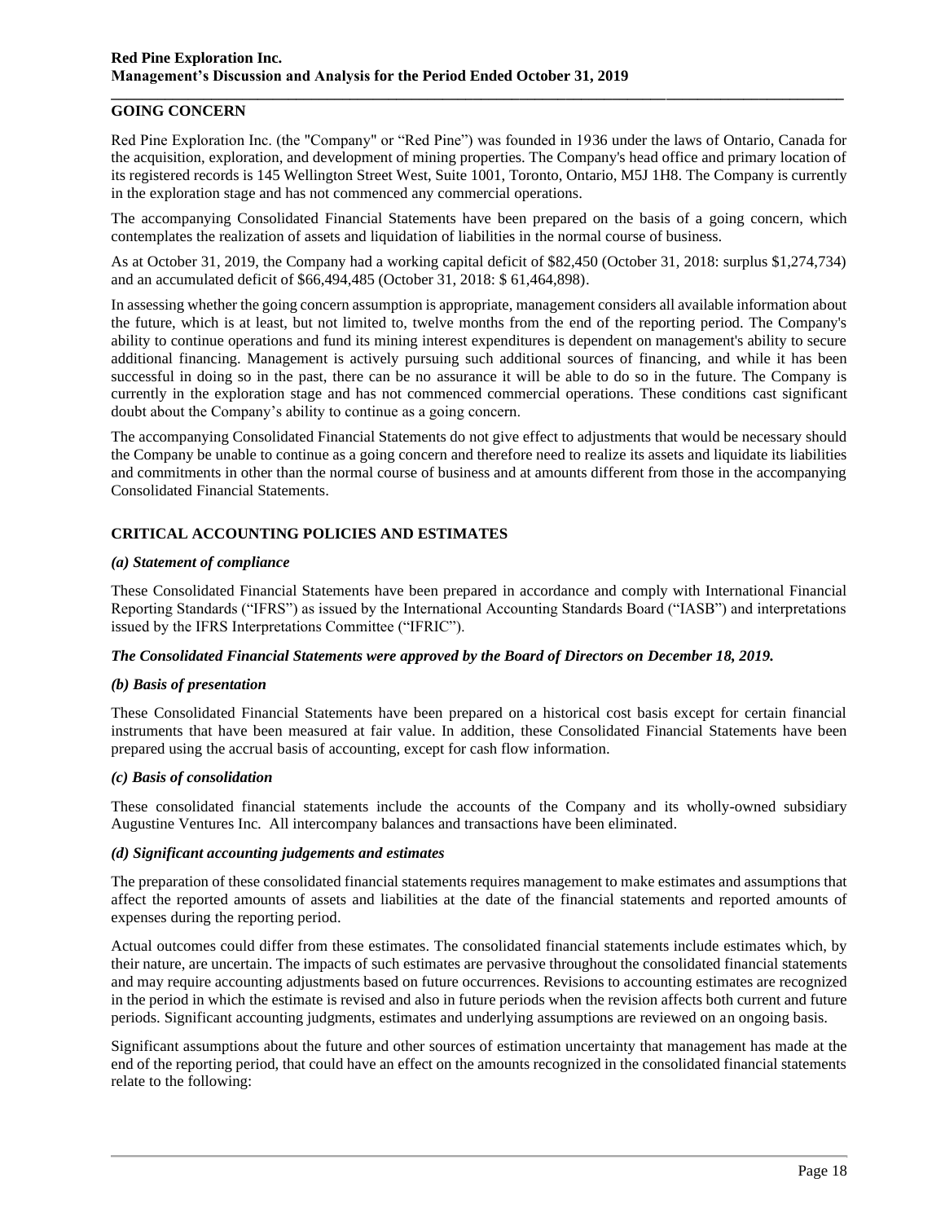## GOING CONCERN

Red Pine Exploration Inc. (the "Company" or "Red Pine") was founded in 1936 under the laws of Ontario, Canada for the acquisition, exploration, and development of mining properties. The Company's head office and primary location of its registered records is 145 Wellington Street West, Suite 1001, Toronto, Ontario, M5J 1H8. The Company is currently in the exploration stage and has not commenced any commercial operations.

The accompanying Consolidated Financial Statements have been prepared on the basis of a going concern, which contemplates the realization of assets and liquidation of liabilities in the normal course of business.

As at October 31, 2019, the Company had a working capital deficit of $82,450 (October 31, 2018: surplus $1,274,734) and an accumulated deficit of $66,494,485 (October 31, 2018: $ 61,464,898).

In assessing whether the going concern assumption is appropriate, management considers all available information about the future, which is at least, but not limited to, twelve months from the end of the reporting period. The Company's ability to continue operations and fund its mining interest expenditures is dependent on management's ability to secure additional financing. Management is actively pursuing such additional sources of financing, and while it has been successful in doing so in the past, there can be no assurance it will be able to do so in the future. The Company is currently in the exploration stage and has not commenced commercial operations. These conditions cast significant doubt about the Company's ability to continue as a going concern.

The accompanying Consolidated Financial Statements do not give effect to adjustments that would be necessary should the Company be unable to continue as a going concern and therefore need to realize its assets and liquidate its liabilities and commitments in other than the normal course of business and at amounts different from those in the accompanying Consolidated Financial Statements.

## CRITICAL ACCOUNTING POLICIES AND ESTIMATES

### *(a) Statement of compliance*

These Consolidated Financial Statements have been prepared in accordance and comply with International Financial Reporting Standards ("IFRS") as issued by the International Accounting Standards Board ("IASB") and interpretations issued by the IFRS Interpretations Committee ("IFRIC").

***The Consolidated Financial Statements were approved by the Board of Directors on December 18, 2019.***

### *(b) Basis of presentation*

These Consolidated Financial Statements have been prepared on a historical cost basis except for certain financial instruments that have been measured at fair value. In addition, these Consolidated Financial Statements have been prepared using the accrual basis of accounting, except for cash flow information.

### *(c) Basis of consolidation*

These consolidated financial statements include the accounts of the Company and its wholly-owned subsidiary Augustine Ventures Inc. All intercompany balances and transactions have been eliminated.

### *(d) Significant accounting judgements and estimates*

The preparation of these consolidated financial statements requires management to make estimates and assumptions that affect the reported amounts of assets and liabilities at the date of the financial statements and reported amounts of expenses during the reporting period.

Actual outcomes could differ from these estimates. The consolidated financial statements include estimates which, by their nature, are uncertain. The impacts of such estimates are pervasive throughout the consolidated financial statements and may require accounting adjustments based on future occurrences. Revisions to accounting estimates are recognized in the period in which the estimate is revised and also in future periods when the revision affects both current and future periods. Significant accounting judgments, estimates and underlying assumptions are reviewed on an ongoing basis.

Significant assumptions about the future and other sources of estimation uncertainty that management has made at the end of the reporting period, that could have an effect on the amounts recognized in the consolidated financial statements relate to the following: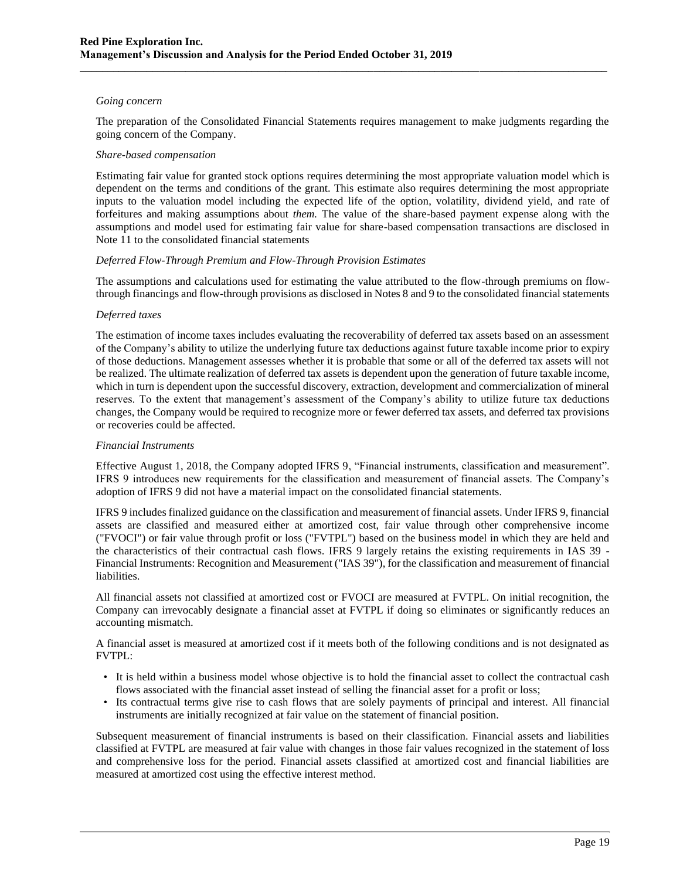*Going concern*

The preparation of the Consolidated Financial Statements requires management to make judgments regarding the going concern of the Company.

*Share-based compensation*

Estimating fair value for granted stock options requires determining the most appropriate valuation model which is dependent on the terms and conditions of the grant. This estimate also requires determining the most appropriate inputs to the valuation model including the expected life of the option, volatility, dividend yield, and rate of forfeitures and making assumptions about *them.* The value of the share-based payment expense along with the assumptions and model used for estimating fair value for share-based compensation transactions are disclosed in Note 11 to the consolidated financial statements

*Deferred Flow-Through Premium and Flow-Through Provision Estimates*

The assumptions and calculations used for estimating the value attributed to the flow-through premiums on flow-through financings and flow-through provisions as disclosed in Notes 8 and 9 to the consolidated financial statements

*Deferred taxes*

The estimation of income taxes includes evaluating the recoverability of deferred tax assets based on an assessment of the Company's ability to utilize the underlying future tax deductions against future taxable income prior to expiry of those deductions. Management assesses whether it is probable that some or all of the deferred tax assets will not be realized. The ultimate realization of deferred tax assets is dependent upon the generation of future taxable income, which in turn is dependent upon the successful discovery, extraction, development and commercialization of mineral reserves. To the extent that management's assessment of the Company's ability to utilize future tax deductions changes, the Company would be required to recognize more or fewer deferred tax assets, and deferred tax provisions or recoveries could be affected.

*Financial Instruments*

Effective August 1, 2018, the Company adopted IFRS 9, "Financial instruments, classification and measurement". IFRS 9 introduces new requirements for the classification and measurement of financial assets. The Company's adoption of IFRS 9 did not have a material impact on the consolidated financial statements.

IFRS 9 includes finalized guidance on the classification and measurement of financial assets. Under IFRS 9, financial assets are classified and measured either at amortized cost, fair value through other comprehensive income ("FVOCI") or fair value through profit or loss ("FVTPL") based on the business model in which they are held and the characteristics of their contractual cash flows. IFRS 9 largely retains the existing requirements in IAS 39 - Financial Instruments: Recognition and Measurement ("IAS 39"), for the classification and measurement of financial liabilities.

All financial assets not classified at amortized cost or FVOCI are measured at FVTPL. On initial recognition, the Company can irrevocably designate a financial asset at FVTPL if doing so eliminates or significantly reduces an accounting mismatch.

A financial asset is measured at amortized cost if it meets both of the following conditions and is not designated as FVTPL:

- It is held within a business model whose objective is to hold the financial asset to collect the contractual cash flows associated with the financial asset instead of selling the financial asset for a profit or loss;
- Its contractual terms give rise to cash flows that are solely payments of principal and interest. All financial instruments are initially recognized at fair value on the statement of financial position.

Subsequent measurement of financial instruments is based on their classification. Financial assets and liabilities classified at FVTPL are measured at fair value with changes in those fair values recognized in the statement of loss and comprehensive loss for the period. Financial assets classified at amortized cost and financial liabilities are measured at amortized cost using the effective interest method.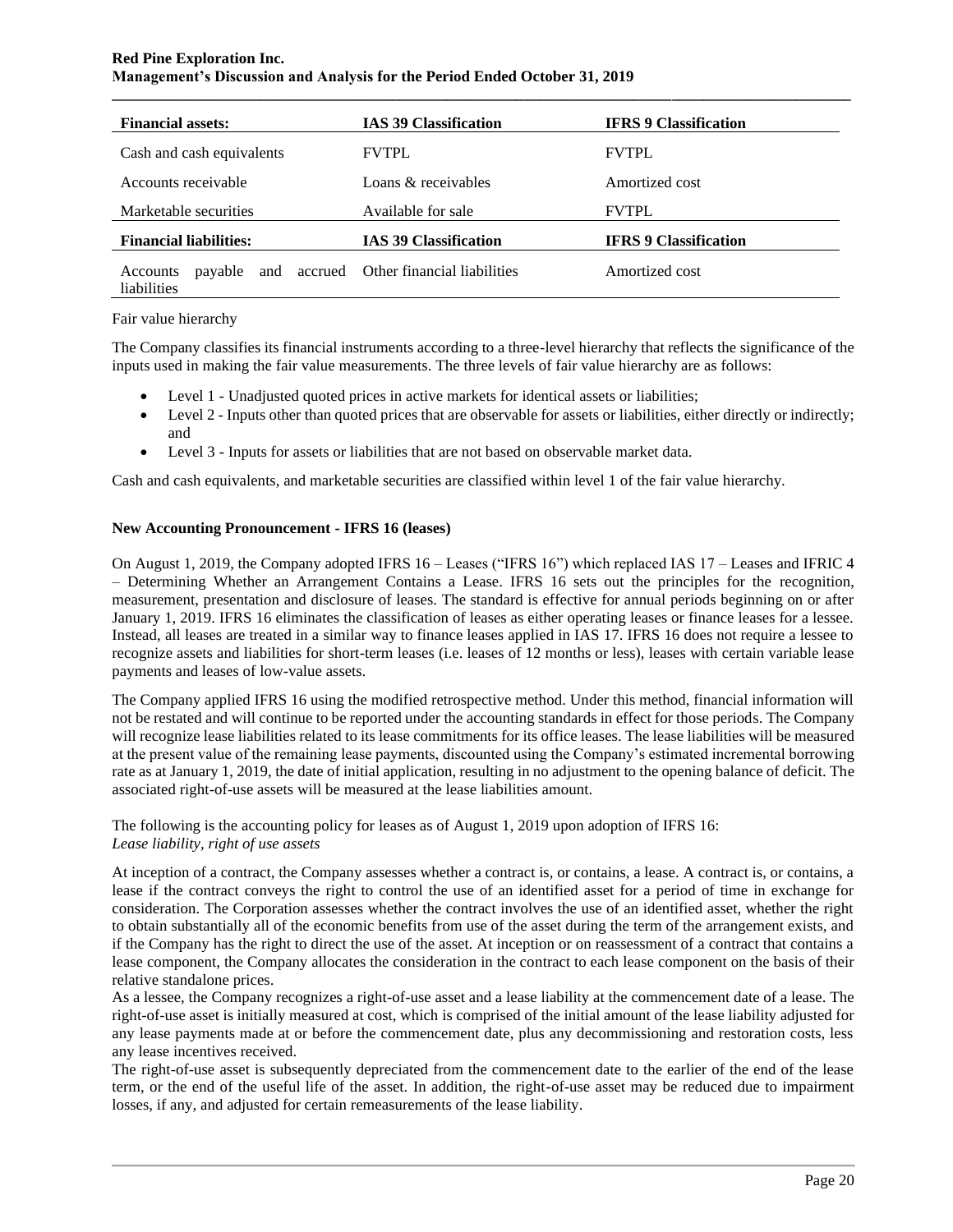| Financial assets: | IAS 39 Classification | IFRS 9 Classification |
|---|---|---|
| Cash and cash equivalents | FVTPL | FVTPL |
| Accounts receivable | Loans & receivables | Amortized cost |
| Marketable securities | Available for sale | FVTPL |
| **Financial liabilities:** | **IAS 39 Classification** | **IFRS 9 Classification** |
| Accounts payable and accrued liabilities | Other financial liabilities | Amortized cost |

Fair value hierarchy

The Company classifies its financial instruments according to a three-level hierarchy that reflects the significance of the inputs used in making the fair value measurements. The three levels of fair value hierarchy are as follows:

- Level 1 - Unadjusted quoted prices in active markets for identical assets or liabilities;
- Level 2 - Inputs other than quoted prices that are observable for assets or liabilities, either directly or indirectly; and
- Level 3 - Inputs for assets or liabilities that are not based on observable market data.

Cash and cash equivalents, and marketable securities are classified within level 1 of the fair value hierarchy.

**New Accounting Pronouncement - IFRS 16 (leases)**

On August 1, 2019, the Company adopted IFRS 16 – Leases ("IFRS 16") which replaced IAS 17 – Leases and IFRIC 4 – Determining Whether an Arrangement Contains a Lease. IFRS 16 sets out the principles for the recognition, measurement, presentation and disclosure of leases. The standard is effective for annual periods beginning on or after January 1, 2019. IFRS 16 eliminates the classification of leases as either operating leases or finance leases for a lessee. Instead, all leases are treated in a similar way to finance leases applied in IAS 17. IFRS 16 does not require a lessee to recognize assets and liabilities for short-term leases (i.e. leases of 12 months or less), leases with certain variable lease payments and leases of low-value assets.

The Company applied IFRS 16 using the modified retrospective method. Under this method, financial information will not be restated and will continue to be reported under the accounting standards in effect for those periods. The Company will recognize lease liabilities related to its lease commitments for its office leases. The lease liabilities will be measured at the present value of the remaining lease payments, discounted using the Company's estimated incremental borrowing rate as at January 1, 2019, the date of initial application, resulting in no adjustment to the opening balance of deficit. The associated right-of-use assets will be measured at the lease liabilities amount.

The following is the accounting policy for leases as of August 1, 2019 upon adoption of IFRS 16:
*Lease liability, right of use assets*

At inception of a contract, the Company assesses whether a contract is, or contains, a lease. A contract is, or contains, a lease if the contract conveys the right to control the use of an identified asset for a period of time in exchange for consideration. The Corporation assesses whether the contract involves the use of an identified asset, whether the right to obtain substantially all of the economic benefits from use of the asset during the term of the arrangement exists, and if the Company has the right to direct the use of the asset. At inception or on reassessment of a contract that contains a lease component, the Company allocates the consideration in the contract to each lease component on the basis of their relative standalone prices.

As a lessee, the Company recognizes a right-of-use asset and a lease liability at the commencement date of a lease. The right-of-use asset is initially measured at cost, which is comprised of the initial amount of the lease liability adjusted for any lease payments made at or before the commencement date, plus any decommissioning and restoration costs, less any lease incentives received.

The right-of-use asset is subsequently depreciated from the commencement date to the earlier of the end of the lease term, or the end of the useful life of the asset. In addition, the right-of-use asset may be reduced due to impairment losses, if any, and adjusted for certain remeasurements of the lease liability.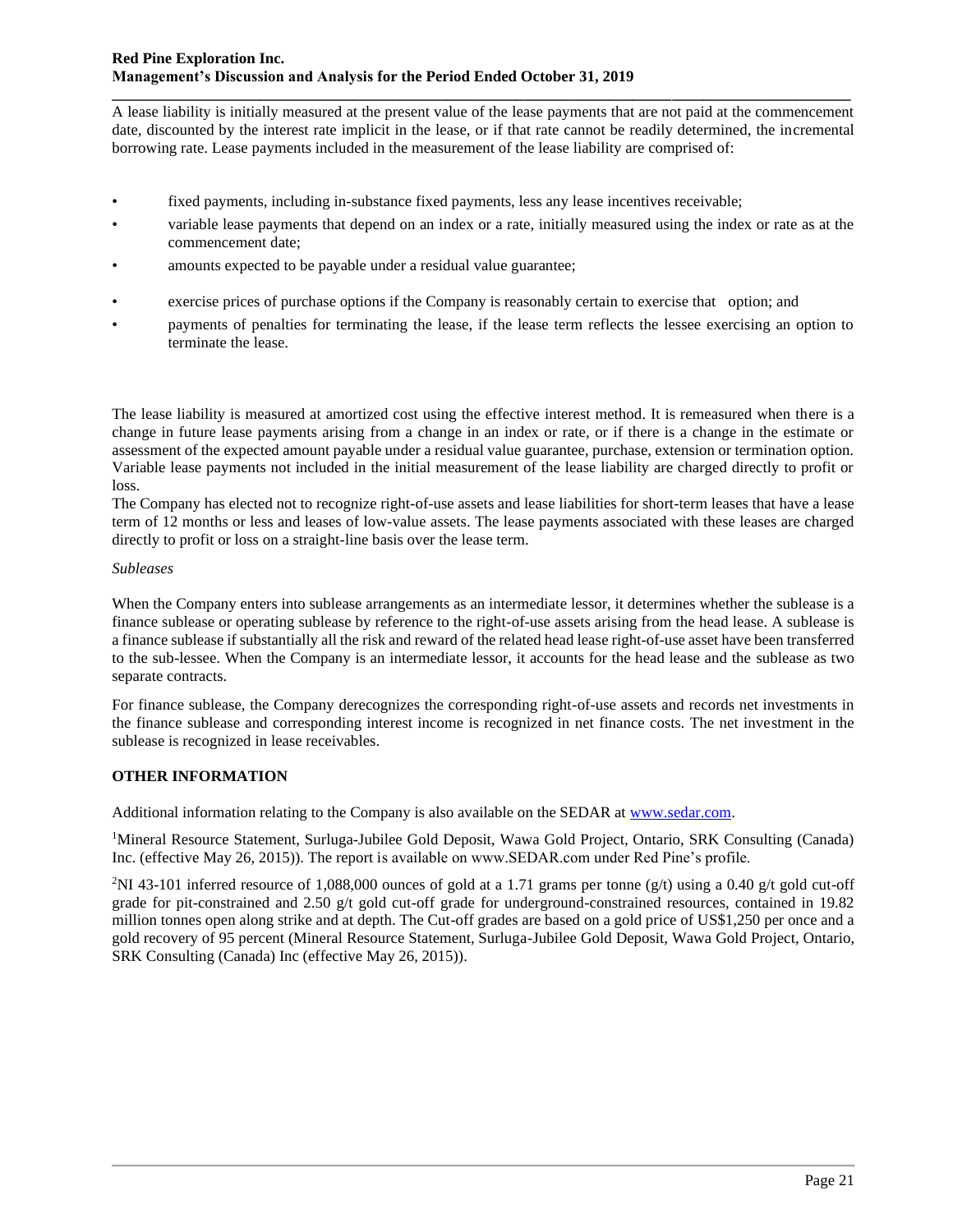A lease liability is initially measured at the present value of the lease payments that are not paid at the commencement date, discounted by the interest rate implicit in the lease, or if that rate cannot be readily determined, the incremental borrowing rate. Lease payments included in the measurement of the lease liability are comprised of:

- fixed payments, including in-substance fixed payments, less any lease incentives receivable;
- variable lease payments that depend on an index or a rate, initially measured using the index or rate as at the commencement date;
- amounts expected to be payable under a residual value guarantee;
- exercise prices of purchase options if the Company is reasonably certain to exercise that option; and
- payments of penalties for terminating the lease, if the lease term reflects the lessee exercising an option to terminate the lease.

The lease liability is measured at amortized cost using the effective interest method. It is remeasured when there is a change in future lease payments arising from a change in an index or rate, or if there is a change in the estimate or assessment of the expected amount payable under a residual value guarantee, purchase, extension or termination option. Variable lease payments not included in the initial measurement of the lease liability are charged directly to profit or loss.

The Company has elected not to recognize right-of-use assets and lease liabilities for short-term leases that have a lease term of 12 months or less and leases of low-value assets. The lease payments associated with these leases are charged directly to profit or loss on a straight-line basis over the lease term.

*Subleases*

When the Company enters into sublease arrangements as an intermediate lessor, it determines whether the sublease is a finance sublease or operating sublease by reference to the right-of-use assets arising from the head lease. A sublease is a finance sublease if substantially all the risk and reward of the related head lease right-of-use asset have been transferred to the sub-lessee. When the Company is an intermediate lessor, it accounts for the head lease and the sublease as two separate contracts.

For finance sublease, the Company derecognizes the corresponding right-of-use assets and records net investments in the finance sublease and corresponding interest income is recognized in net finance costs. The net investment in the sublease is recognized in lease receivables.

## OTHER INFORMATION

Additional information relating to the Company is also available on the SEDAR at www.sedar.com.

[1]Mineral Resource Statement, Surluga-Jubilee Gold Deposit, Wawa Gold Project, Ontario, SRK Consulting (Canada) Inc. (effective May 26, 2015)). The report is available on www.SEDAR.com under Red Pine's profile.

[2]NI 43-101 inferred resource of 1,088,000 ounces of gold at a 1.71 grams per tonne (g/t) using a 0.40 g/t gold cut-off grade for pit-constrained and 2.50 g/t gold cut-off grade for underground-constrained resources, contained in 19.82 million tonnes open along strike and at depth. The Cut-off grades are based on a gold price of US$1,250 per once and a gold recovery of 95 percent (Mineral Resource Statement, Surluga-Jubilee Gold Deposit, Wawa Gold Project, Ontario, SRK Consulting (Canada) Inc (effective May 26, 2015)).